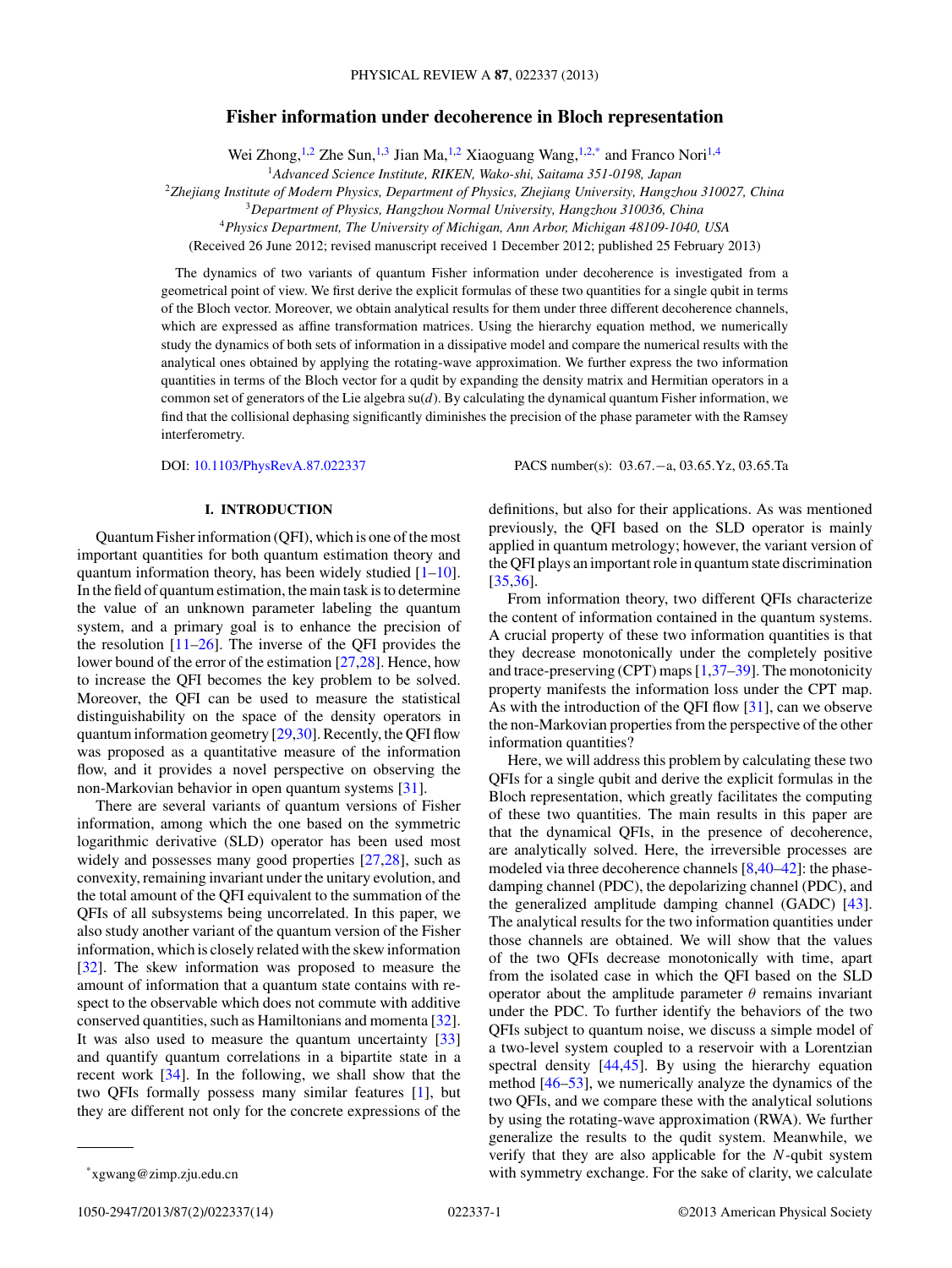# Fisher information under decoherence in Bloch representation

Wei Zhong,[1,2] Zhe Sun,[1,3] Jian Ma,[1,2] Xiaoguang Wang,[1,2,*] and Franco Nori[1,4]

[1]*Advanced Science Institute, RIKEN, Wako-shi, Saitama 351-0198, Japan*

[2]*Zhejiang Institute of Modern Physics, Department of Physics, Zhejiang University, Hangzhou 310027, China*

[3]*Department of Physics, Hangzhou Normal University, Hangzhou 310036, China*

[4]*Physics Department, The University of Michigan, Ann Arbor, Michigan 48109-1040, USA*

(Received 26 June 2012; revised manuscript received 1 December 2012; published 25 February 2013)

The dynamics of two variants of quantum Fisher information under decoherence is investigated from a geometrical point of view. We first derive the explicit formulas of these two quantities for a single qubit in terms of the Bloch vector. Moreover, we obtain analytical results for them under three different decoherence channels, which are expressed as affine transformation matrices. Using the hierarchy equation method, we numerically study the dynamics of both sets of information in a dissipative model and compare the numerical results with the analytical ones obtained by applying the rotating-wave approximation. We further express the two information quantities in terms of the Bloch vector for a qudit by expanding the density matrix and Hermitian operators in a common set of generators of the Lie algebra su($d$). By calculating the dynamical quantum Fisher information, we find that the collisional dephasing significantly diminishes the precision of the phase parameter with the Ramsey interferometry.

DOI: 10.1103/PhysRevA.87.022337 PACS number(s): 03.67.−a, 03.65.Yz, 03.65.Ta

## I. INTRODUCTION

Quantum Fisher information (QFI), which is one of the most important quantities for both quantum estimation theory and quantum information theory, has been widely studied [1–10]. In the field of quantum estimation, the main task is to determine the value of an unknown parameter labeling the quantum system, and a primary goal is to enhance the precision of the resolution [11–26]. The inverse of the QFI provides the lower bound of the error of the estimation [27,28]. Hence, how to increase the QFI becomes the key problem to be solved. Moreover, the QFI can be used to measure the statistical distinguishability on the space of the density operators in quantum information geometry [29,30]. Recently, the QFI flow was proposed as a quantitative measure of the information flow, and it provides a novel perspective on observing the non-Markovian behavior in open quantum systems [31].

There are several variants of quantum versions of Fisher information, among which the one based on the symmetric logarithmic derivative (SLD) operator has been used most widely and possesses many good properties [27,28], such as convexity, remaining invariant under the unitary evolution, and the total amount of the QFI equivalent to the summation of the QFIs of all subsystems being uncorrelated. In this paper, we also study another variant of the quantum version of the Fisher information, which is closely related with the skew information [32]. The skew information was proposed to measure the amount of information that a quantum state contains with respect to the observable which does not commute with additive conserved quantities, such as Hamiltonians and momenta [32]. It was also used to measure the quantum uncertainty [33] and quantify quantum correlations in a bipartite state in a recent work [34]. In the following, we shall show that the two QFIs formally possess many similar features [1], but they are different not only for the concrete expressions of the definitions, but also for their applications. As was mentioned previously, the QFI based on the SLD operator is mainly applied in quantum metrology; however, the variant version of the QFI plays an important role in quantum state discrimination [35,36].

From information theory, two different QFIs characterize the content of information contained in the quantum systems. A crucial property of these two information quantities is that they decrease monotonically under the completely positive and trace-preserving (CPT) maps [1,37–39]. The monotonicity property manifests the information loss under the CPT map. As with the introduction of the QFI flow [31], can we observe the non-Markovian properties from the perspective of the other information quantities?

Here, we will address this problem by calculating these two QFIs for a single qubit and derive the explicit formulas in the Bloch representation, which greatly facilitates the computing of these two quantities. The main results in this paper are that the dynamical QFIs, in the presence of decoherence, are analytically solved. Here, the irreversible processes are modeled via three decoherence channels [8,40–42]: the phase-damping channel (PDC), the depolarizing channel (PDC), and the generalized amplitude damping channel (GADC) [43]. The analytical results for the two information quantities under those channels are obtained. We will show that the values of the two QFIs decrease monotonically with time, apart from the isolated case in which the QFI based on the SLD operator about the amplitude parameter $\theta$ remains invariant under the PDC. To further identify the behaviors of the two QFIs subject to quantum noise, we discuss a simple model of a two-level system coupled to a reservoir with a Lorentzian spectral density [44,45]. By using the hierarchy equation method [46–53], we numerically analyze the dynamics of the two QFIs, and we compare these with the analytical solutions by using the rotating-wave approximation (RWA). We further generalize the results to the qudit system. Meanwhile, we verify that they are also applicable for the $N$-qubit system with symmetry exchange. For the sake of clarity, we calculate

*xgwang@zimp.zju.edu.cn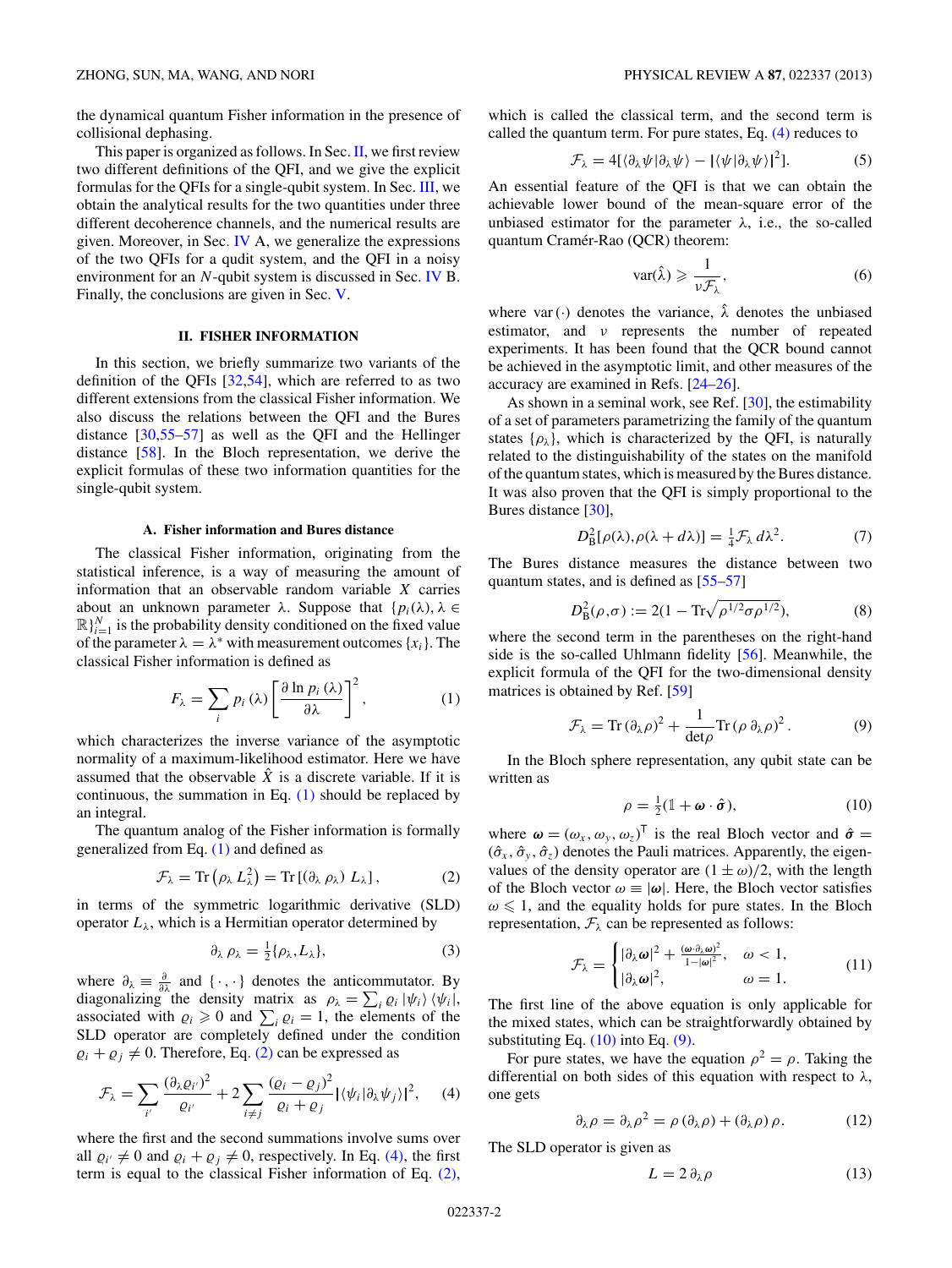the dynamical quantum Fisher information in the presence of collisional dephasing.

This paper is organized as follows. In Sec. II, we first review two different definitions of the QFI, and we give the explicit formulas for the QFIs for a single-qubit system. In Sec. III, we obtain the analytical results for the two quantities under three different decoherence channels, and the numerical results are given. Moreover, in Sec. IV A, we generalize the expressions of the two QFIs for a qudit system, and the QFI in a noisy environment for an $N$-qubit system is discussed in Sec. IV B. Finally, the conclusions are given in Sec. V.

## II. FISHER INFORMATION

In this section, we briefly summarize two variants of the definition of the QFIs [32,54], which are referred to as two different extensions from the classical Fisher information. We also discuss the relations between the QFI and the Bures distance [30,55–57] as well as the QFI and the Hellinger distance [58]. In the Bloch representation, we derive the explicit formulas of these two information quantities for the single-qubit system.

### A. Fisher information and Bures distance

The classical Fisher information, originating from the statistical inference, is a way of measuring the amount of information that an observable random variable $X$ carries about an unknown parameter $\lambda$. Suppose that $\{p_i(\lambda), \lambda \in \mathbb{R}\}_{i=1}^{N}$ is the probability density conditioned on the fixed value of the parameter $\lambda = \lambda^*$ with measurement outcomes $\{x_i\}$. The classical Fisher information is defined as

$$F_\lambda = \sum_i p_i(\lambda) \left[\frac{\partial \ln p_i(\lambda)}{\partial \lambda}\right]^2, \tag{1}$$

which characterizes the inverse variance of the asymptotic normality of a maximum-likelihood estimator. Here we have assumed that the observable $\hat{X}$ is a discrete variable. If it is continuous, the summation in Eq. (1) should be replaced by an integral.

The quantum analog of the Fisher information is formally generalized from Eq. (1) and defined as

$$\mathcal{F}_\lambda = \mathrm{Tr}\left(\rho_\lambda L_\lambda^2\right) = \mathrm{Tr}\left[(\partial_\lambda \rho_\lambda) L_\lambda\right], \tag{2}$$

in terms of the symmetric logarithmic derivative (SLD) operator $L_\lambda$, which is a Hermitian operator determined by

$$\partial_\lambda \rho_\lambda = \tfrac{1}{2}\{\rho_\lambda, L_\lambda\}, \tag{3}$$

where $\partial_\lambda \equiv \frac{\partial}{\partial \lambda}$ and $\{\cdot,\cdot\}$ denotes the anticommutator. By diagonalizing the density matrix as $\rho_\lambda = \sum_i \varrho_i |\psi_i\rangle\langle\psi_i|$, associated with $\varrho_i \geqslant 0$ and $\sum_i \varrho_i = 1$, the elements of the SLD operator are completely defined under the condition $\varrho_i + \varrho_j \neq 0$. Therefore, Eq. (2) can be expressed as

$$\mathcal{F}_\lambda = \sum_{i'} \frac{(\partial_\lambda \varrho_{i'})^2}{\varrho_{i'}} + 2\sum_{i\neq j} \frac{(\varrho_i - \varrho_j)^2}{\varrho_i + \varrho_j} |\langle\psi_i|\partial_\lambda \psi_j\rangle|^2, \tag{4}$$

where the first and the second summations involve sums over all $\varrho_{i'} \neq 0$ and $\varrho_i + \varrho_j \neq 0$, respectively. In Eq. (4), the first term is equal to the classical Fisher information of Eq. (2), which is called the classical term, and the second term is called the quantum term. For pure states, Eq. (4) reduces to

$$\mathcal{F}_\lambda = 4[\langle\partial_\lambda\psi|\partial_\lambda\psi\rangle - |\langle\psi|\partial_\lambda\psi\rangle|^2]. \tag{5}$$

An essential feature of the QFI is that we can obtain the achievable lower bound of the mean-square error of the unbiased estimator for the parameter $\lambda$, i.e., the so-called quantum Cramér-Rao (QCR) theorem:

$$\mathrm{var}(\hat{\lambda}) \geqslant \frac{1}{\nu \mathcal{F}_\lambda}, \tag{6}$$

where $\mathrm{var}(\cdot)$ denotes the variance, $\hat{\lambda}$ denotes the unbiased estimator, and $\nu$ represents the number of repeated experiments. It has been found that the QCR bound cannot be achieved in the asymptotic limit, and other measures of the accuracy are examined in Refs. [24–26].

As shown in a seminal work, see Ref. [30], the estimability of a set of parameters parametrizing the family of the quantum states $\{\rho_\lambda\}$, which is characterized by the QFI, is naturally related to the distinguishability of the states on the manifold of the quantum states, which is measured by the Bures distance. It was also proven that the QFI is simply proportional to the Bures distance [30],

$$D_{\mathrm{B}}^2[\rho(\lambda), \rho(\lambda + d\lambda)] = \tfrac{1}{4}\mathcal{F}_\lambda\, d\lambda^2. \tag{7}$$

The Bures distance measures the distance between two quantum states, and is defined as [55–57]

$$D_{\mathrm{B}}^2(\rho, \sigma) := 2(1 - \mathrm{Tr}\sqrt{\rho^{1/2}\sigma\rho^{1/2}}), \tag{8}$$

where the second term in the parentheses on the right-hand side is the so-called Uhlmann fidelity [56]. Meanwhile, the explicit formula of the QFI for the two-dimensional density matrices is obtained by Ref. [59]

$$\mathcal{F}_\lambda = \mathrm{Tr}\,(\partial_\lambda \rho)^2 + \frac{1}{\det\rho}\mathrm{Tr}\,(\rho\, \partial_\lambda \rho)^2. \tag{9}$$

In the Bloch sphere representation, any qubit state can be written as

$$\rho = \tfrac{1}{2}(\mathbb{1} + \boldsymbol{\omega}\cdot\hat{\boldsymbol{\sigma}}), \tag{10}$$

where $\boldsymbol{\omega} = (\omega_x, \omega_y, \omega_z)^{\mathsf{T}}$ is the real Bloch vector and $\hat{\boldsymbol{\sigma}} = (\hat{\sigma}_x, \hat{\sigma}_y, \hat{\sigma}_z)$ denotes the Pauli matrices. Apparently, the eigenvalues of the density operator are $(1 \pm \omega)/2$, with the length of the Bloch vector $\omega \equiv |\boldsymbol{\omega}|$. Here, the Bloch vector satisfies $\omega \leqslant 1$, and the equality holds for pure states. In the Bloch representation, $\mathcal{F}_\lambda$ can be represented as follows:

$$\mathcal{F}_\lambda = \begin{cases} |\partial_\lambda \boldsymbol{\omega}|^2 + \frac{(\boldsymbol{\omega}\cdot\partial_\lambda\boldsymbol{\omega})^2}{1-|\boldsymbol{\omega}|^2}, & \omega < 1, \\ |\partial_\lambda \boldsymbol{\omega}|^2, & \omega = 1. \end{cases} \tag{11}$$

The first line of the above equation is only applicable for the mixed states, which can be straightforwardly obtained by substituting Eq. (10) into Eq. (9).

For pure states, we have the equation $\rho^2 = \rho$. Taking the differential on both sides of this equation with respect to $\lambda$, one gets

$$\partial_\lambda \rho = \partial_\lambda \rho^2 = \rho\,(\partial_\lambda \rho) + (\partial_\lambda \rho)\,\rho. \tag{12}$$

The SLD operator is given as

$$L = 2\,\partial_\lambda \rho \tag{13}$$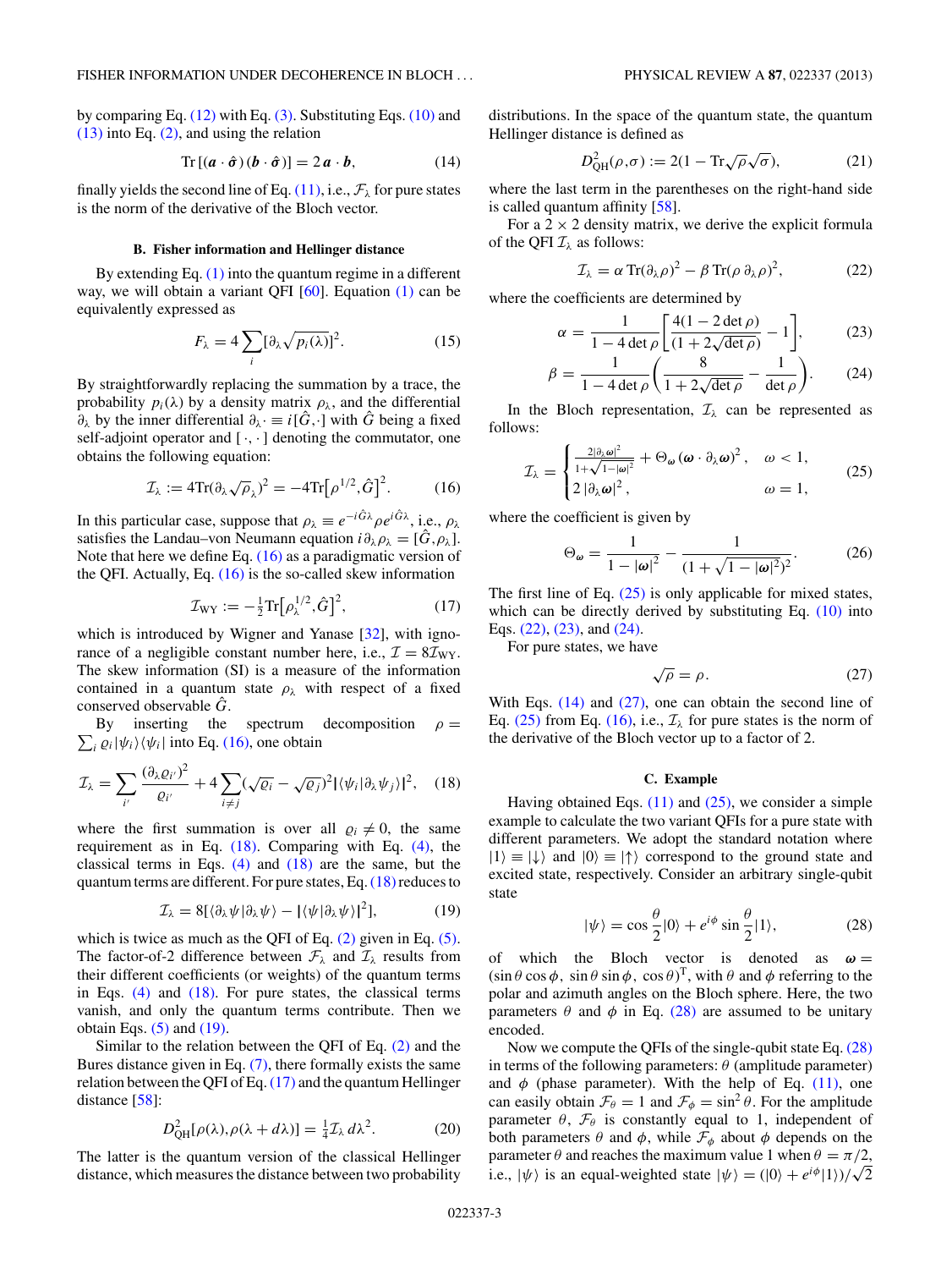by comparing Eq. (12) with Eq. (3). Substituting Eqs. (10) and (13) into Eq. (2), and using the relation

$$\mathrm{Tr}\,[(\boldsymbol{a}\cdot\hat{\boldsymbol{\sigma}})(\boldsymbol{b}\cdot\hat{\boldsymbol{\sigma}})] = 2\,\boldsymbol{a}\cdot\boldsymbol{b}, \tag{14}$$

finally yields the second line of Eq. (11), i.e., $\mathcal{F}_\lambda$ for pure states is the norm of the derivative of the Bloch vector.

### B. Fisher information and Hellinger distance

By extending Eq. (1) into the quantum regime in a different way, we will obtain a variant QFI [60]. Equation (1) can be equivalently expressed as

$$F_\lambda = 4\sum_i [\partial_\lambda \sqrt{p_i(\lambda)}]^2. \tag{15}$$

By straightforwardly replacing the summation by a trace, the probability $p_i(\lambda)$ by a density matrix $\rho_\lambda$, and the differential $\partial_\lambda$ by the inner differential $\partial_\lambda \cdot \equiv i[\hat{G},\cdot]$ with $\hat{G}$ being a fixed self-adjoint operator and $[\,\cdot,\cdot\,]$ denoting the commutator, one obtains the following equation:

$$\mathcal{I}_\lambda := 4\mathrm{Tr}(\partial_\lambda \sqrt{\rho_\lambda})^2 = -4\mathrm{Tr}\big[\rho^{1/2},\hat{G}\big]^2. \tag{16}$$

In this particular case, suppose that $\rho_\lambda \equiv e^{-i\hat{G}\lambda}\rho e^{i\hat{G}\lambda}$, i.e., $\rho_\lambda$ satisfies the Landau–von Neumann equation $i\partial_\lambda \rho_\lambda = [\hat{G},\rho_\lambda]$. Note that here we define Eq. (16) as a paradigmatic version of the QFI. Actually, Eq. (16) is the so-called skew information

$$\mathcal{I}_{\mathrm{WY}} := -\tfrac{1}{2}\mathrm{Tr}\big[\rho_\lambda^{1/2},\hat{G}\big]^2, \tag{17}$$

which is introduced by Wigner and Yanase [32], with ignorance of a negligible constant number here, i.e., $\mathcal{I} = 8\mathcal{I}_{\mathrm{WY}}$. The skew information (SI) is a measure of the information contained in a quantum state $\rho_\lambda$ with respect of a fixed conserved observable $\hat{G}$.

By inserting the spectrum decomposition $\rho = \sum_i \varrho_i |\psi_i\rangle\langle\psi_i|$ into Eq. (16), one obtain

$$\mathcal{I}_\lambda = \sum_{i'} \frac{(\partial_\lambda \varrho_{i'})^2}{\varrho_{i'}} + 4\sum_{i\neq j}(\sqrt{\varrho_i}-\sqrt{\varrho_j})^2 |\langle\psi_i|\partial_\lambda\psi_j\rangle|^2, \tag{18}$$

where the first summation is over all $\varrho_i \neq 0$, the same requirement as in Eq. (18). Comparing with Eq. (4), the classical terms in Eqs. (4) and (18) are the same, but the quantum terms are different. For pure states, Eq. (18) reduces to

$$\mathcal{I}_\lambda = 8[\langle\partial_\lambda\psi|\partial_\lambda\psi\rangle - |\langle\psi|\partial_\lambda\psi\rangle|^2], \tag{19}$$

which is twice as much as the QFI of Eq. (2) given in Eq. (5). The factor-of-2 difference between $\mathcal{F}_\lambda$ and $\mathcal{I}_\lambda$ results from their different coefficients (or weights) of the quantum terms in Eqs. (4) and (18). For pure states, the classical terms vanish, and only the quantum terms contribute. Then we obtain Eqs. (5) and (19).

Similar to the relation between the QFI of Eq. (2) and the Bures distance given in Eq. (7), there formally exists the same relation between the QFI of Eq. (17) and the quantum Hellinger distance [58]:

$$D^2_{\mathrm{QH}}[\rho(\lambda),\rho(\lambda+d\lambda)] = \tfrac{1}{4}\mathcal{I}_\lambda\, d\lambda^2. \tag{20}$$

The latter is the quantum version of the classical Hellinger distance, which measures the distance between two probability distributions. In the space of the quantum state, the quantum Hellinger distance is defined as

$$D^2_{\mathrm{QH}}(\rho,\sigma) := 2(1-\mathrm{Tr}\sqrt{\rho}\sqrt{\sigma}), \tag{21}$$

where the last term in the parentheses on the right-hand side is called quantum affinity [58].

For a $2\times 2$ density matrix, we derive the explicit formula of the QFI $\mathcal{I}_\lambda$ as follows:

$$\mathcal{I}_\lambda = \alpha\,\mathrm{Tr}(\partial_\lambda\rho)^2 - \beta\,\mathrm{Tr}(\rho\,\partial_\lambda\rho)^2, \tag{22}$$

where the coefficients are determined by

$$\alpha = \frac{1}{1-4\det\rho}\left[\frac{4(1-2\det\rho)}{(1+2\sqrt{\det\rho})}-1\right], \tag{23}$$

$$\beta = \frac{1}{1-4\det\rho}\left(\frac{8}{1+2\sqrt{\det\rho}}-\frac{1}{\det\rho}\right). \tag{24}$$

In the Bloch representation, $\mathcal{I}_\lambda$ can be represented as follows:

$$\mathcal{I}_\lambda = \begin{cases} \frac{2|\partial_\lambda\boldsymbol{\omega}|^2}{1+\sqrt{1-|\boldsymbol{\omega}|^2}} + \Theta_{\boldsymbol{\omega}}(\boldsymbol{\omega}\cdot\partial_\lambda\boldsymbol{\omega})^2, & \omega<1,\\ 2\,|\partial_\lambda\boldsymbol{\omega}|^2, & \omega=1, \end{cases} \tag{25}$$

where the coefficient is given by

$$\Theta_{\boldsymbol{\omega}} = \frac{1}{1-|\boldsymbol{\omega}|^2} - \frac{1}{(1+\sqrt{1-|\boldsymbol{\omega}|^2})^2}. \tag{26}$$

The first line of Eq. (25) is only applicable for mixed states, which can be directly derived by substituting Eq. (10) into Eqs. (22), (23), and (24).

For pure states, we have

$$\sqrt{\rho} = \rho. \tag{27}$$

With Eqs. (14) and (27), one can obtain the second line of Eq. (25) from Eq. (16), i.e., $\mathcal{I}_\lambda$ for pure states is the norm of the derivative of the Bloch vector up to a factor of 2.

### C. Example

Having obtained Eqs. (11) and (25), we consider a simple example to calculate the two variant QFIs for a pure state with different parameters. We adopt the standard notation where $|1\rangle \equiv |\downarrow\rangle$ and $|0\rangle \equiv |\uparrow\rangle$ correspond to the ground state and excited state, respectively. Consider an arbitrary single-qubit state

$$|\psi\rangle = \cos\frac{\theta}{2}|0\rangle + e^{i\phi}\sin\frac{\theta}{2}|1\rangle, \tag{28}$$

of which the Bloch vector is denoted as $\boldsymbol{\omega} = (\sin\theta\cos\phi,\ \sin\theta\sin\phi,\ \cos\theta)^{\mathrm{T}}$, with $\theta$ and $\phi$ referring to the polar and azimuth angles on the Bloch sphere. Here, the two parameters $\theta$ and $\phi$ in Eq. (28) are assumed to be unitary encoded.

Now we compute the QFIs of the single-qubit state Eq. (28) in terms of the following parameters: $\theta$ (amplitude parameter) and $\phi$ (phase parameter). With the help of Eq. (11), one can easily obtain $\mathcal{F}_\theta = 1$ and $\mathcal{F}_\phi = \sin^2\theta$. For the amplitude parameter $\theta$, $\mathcal{F}_\theta$ is constantly equal to 1, independent of both parameters $\theta$ and $\phi$, while $\mathcal{F}_\phi$ about $\phi$ depends on the parameter $\theta$ and reaches the maximum value 1 when $\theta = \pi/2$, i.e., $|\psi\rangle$ is an equal-weighted state $|\psi\rangle = (|0\rangle + e^{i\phi}|1\rangle)/\sqrt{2}$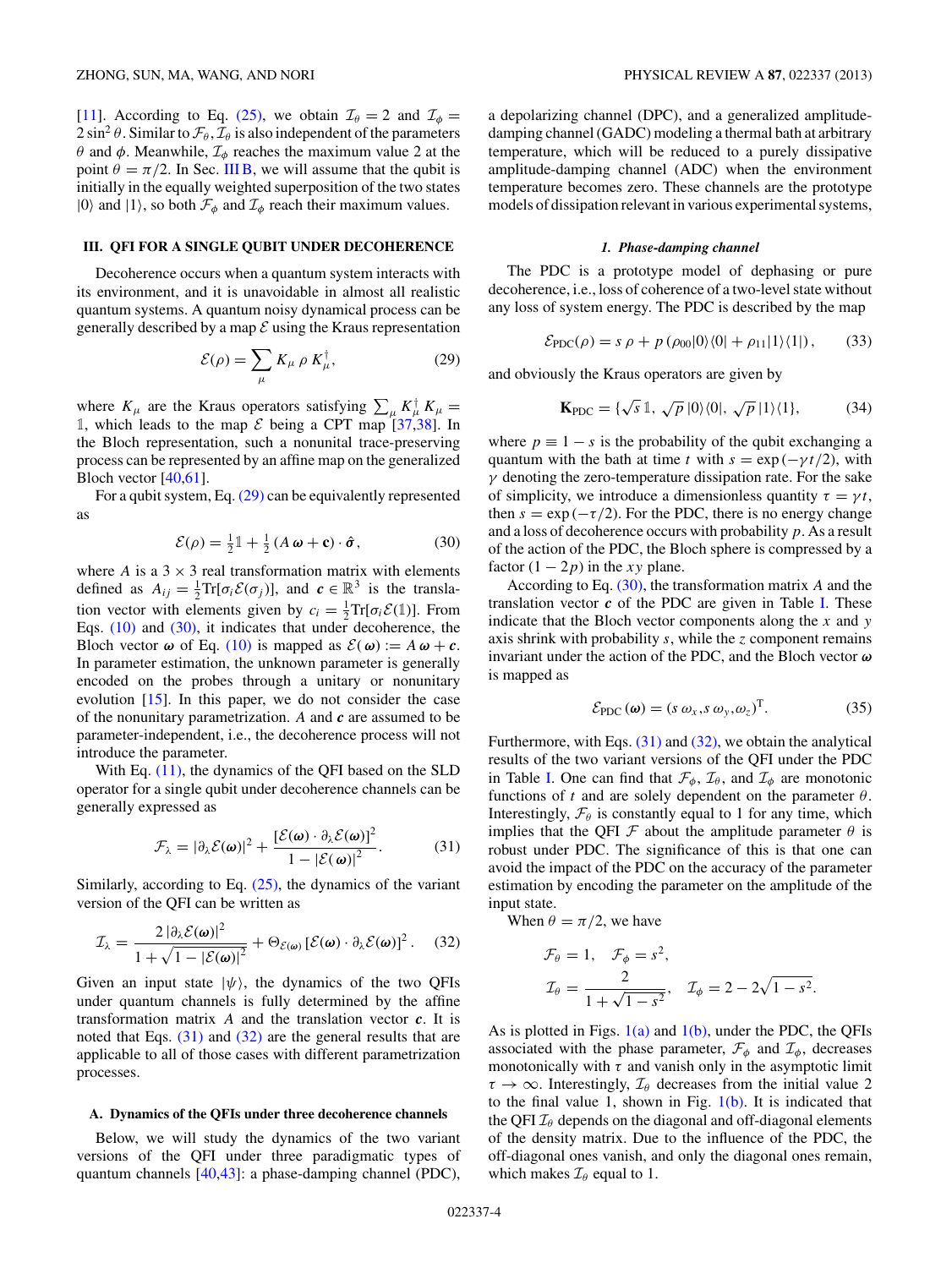[11]. According to Eq. (25), we obtain $\mathcal{I}_\theta = 2$ and $\mathcal{I}_\phi = 2\sin^2\theta$. Similar to $\mathcal{F}_\theta, \mathcal{I}_\theta$ is also independent of the parameters $\theta$ and $\phi$. Meanwhile, $\mathcal{I}_\phi$ reaches the maximum value 2 at the point $\theta = \pi/2$. In Sec. III B, we will assume that the qubit is initially in the equally weighted superposition of the two states $|0\rangle$ and $|1\rangle$, so both $\mathcal{F}_\phi$ and $\mathcal{I}_\phi$ reach their maximum values.

## III. QFI FOR A SINGLE QUBIT UNDER DECOHERENCE

Decoherence occurs when a quantum system interacts with its environment, and it is unavoidable in almost all realistic quantum systems. A quantum noisy dynamical process can be generally described by a map $\mathcal{E}$ using the Kraus representation

$$\mathcal{E}(\rho) = \sum_\mu K_\mu\, \rho\, K_\mu^\dagger, \tag{29}$$

where $K_\mu$ are the Kraus operators satisfying $\sum_\mu K_\mu^\dagger K_\mu = \mathbb{1}$, which leads to the map $\mathcal{E}$ being a CPT map [37,38]. In the Bloch representation, such a nonunital trace-preserving process can be represented by an affine map on the generalized Bloch vector [40,61].

For a qubit system, Eq. (29) can be equivalently represented as

$$\mathcal{E}(\rho) = \tfrac{1}{2}\mathbb{1} + \tfrac{1}{2}\,(A\,\boldsymbol{\omega} + \mathbf{c})\cdot\hat{\boldsymbol{\sigma}}, \tag{30}$$

where $A$ is a $3\times3$ real transformation matrix with elements defined as $A_{ij} = \frac{1}{2}\mathrm{Tr}[\sigma_i\mathcal{E}(\sigma_j)]$, and $\boldsymbol{c}\in\mathbb{R}^3$ is the translation vector with elements given by $c_i = \frac{1}{2}\mathrm{Tr}[\sigma_i\mathcal{E}(\mathbb{1})]$. From Eqs. (10) and (30), it indicates that under decoherence, the Bloch vector $\boldsymbol{\omega}$ of Eq. (10) is mapped as $\mathcal{E}(\boldsymbol{\omega}) := A\,\boldsymbol{\omega} + \boldsymbol{c}$. In parameter estimation, the unknown parameter is generally encoded on the probes through a unitary or nonunitary evolution [15]. In this paper, we do not consider the case of the nonunitary parametrization. $A$ and $\boldsymbol{c}$ are assumed to be parameter-independent, i.e., the decoherence process will not introduce the parameter.

With Eq. (11), the dynamics of the QFI based on the SLD operator for a single qubit under decoherence channels can be generally expressed as

$$\mathcal{F}_\lambda = |\partial_\lambda\mathcal{E}(\boldsymbol{\omega})|^2 + \frac{[\mathcal{E}(\boldsymbol{\omega})\cdot\partial_\lambda\mathcal{E}(\boldsymbol{\omega})]^2}{1-|\mathcal{E}(\boldsymbol{\omega})|^2}. \tag{31}$$

Similarly, according to Eq. (25), the dynamics of the variant version of the QFI can be written as

$$\mathcal{I}_\lambda = \frac{2\,|\partial_\lambda\mathcal{E}(\boldsymbol{\omega})|^2}{1+\sqrt{1-|\mathcal{E}(\boldsymbol{\omega})|^2}} + \Theta_{\mathcal{E}(\boldsymbol{\omega})}\,[\mathcal{E}(\boldsymbol{\omega})\cdot\partial_\lambda\mathcal{E}(\boldsymbol{\omega})]^2. \tag{32}$$

Given an input state $|\psi\rangle$, the dynamics of the two QFIs under quantum channels is fully determined by the affine transformation matrix $A$ and the translation vector $\boldsymbol{c}$. It is noted that Eqs. (31) and (32) are the general results that are applicable to all of those cases with different parametrization processes.

### A. Dynamics of the QFIs under three decoherence channels

Below, we will study the dynamics of the two variant versions of the QFI under three paradigmatic types of quantum channels [40,43]: a phase-damping channel (PDC), a depolarizing channel (DPC), and a generalized amplitude-damping channel (GADC) modeling a thermal bath at arbitrary temperature, which will be reduced to a purely dissipative amplitude-damping channel (ADC) when the environment temperature becomes zero. These channels are the prototype models of dissipation relevant in various experimental systems,

#### *1. Phase-damping channel*

The PDC is a prototype model of dephasing or pure decoherence, i.e., loss of coherence of a two-level state without any loss of system energy. The PDC is described by the map

$$\mathcal{E}_{\mathrm{PDC}}(\rho) = s\,\rho + p\,(\rho_{00}|0\rangle\langle0| + \rho_{11}|1\rangle\langle1|)\,, \tag{33}$$

and obviously the Kraus operators are given by

$$\mathbf{K}_{\mathrm{PDC}} = \{\sqrt{s}\,\mathbb{1},\ \sqrt{p}\,|0\rangle\langle0|,\ \sqrt{p}\,|1\rangle\langle1|\}, \tag{34}$$

where $p\equiv 1-s$ is the probability of the qubit exchanging a quantum with the bath at time $t$ with $s=\exp(-\gamma t/2)$, with $\gamma$ denoting the zero-temperature dissipation rate. For the sake of simplicity, we introduce a dimensionless quantity $\tau=\gamma t$, then $s=\exp(-\tau/2)$. For the PDC, there is no energy change and a loss of decoherence occurs with probability $p$. As a result of the action of the PDC, the Bloch sphere is compressed by a factor $(1-2p)$ in the $xy$ plane.

According to Eq. (30), the transformation matrix $A$ and the translation vector $\boldsymbol{c}$ of the PDC are given in Table I. These indicate that the Bloch vector components along the $x$ and $y$ axis shrink with probability $s$, while the $z$ component remains invariant under the action of the PDC, and the Bloch vector $\boldsymbol{\omega}$ is mapped as

$$\mathcal{E}_{\mathrm{PDC}}(\boldsymbol{\omega}) = (s\,\omega_x, s\,\omega_y, \omega_z)^{\mathrm{T}}. \tag{35}$$

Furthermore, with Eqs. (31) and (32), we obtain the analytical results of the two variant versions of the QFI under the PDC in Table I. One can find that $\mathcal{F}_\phi$, $\mathcal{I}_\theta$, and $\mathcal{I}_\phi$ are monotonic functions of $t$ and are solely dependent on the parameter $\theta$. Interestingly, $\mathcal{F}_\theta$ is constantly equal to 1 for any time, which implies that the QFI $\mathcal{F}$ about the amplitude parameter $\theta$ is robust under PDC. The significance of this is that one can avoid the impact of the PDC on the accuracy of the parameter estimation by encoding the parameter on the amplitude of the input state.

When $\theta=\pi/2$, we have

$$\mathcal{F}_\theta = 1,\quad \mathcal{F}_\phi = s^2,$$
$$\mathcal{I}_\theta = \frac{2}{1+\sqrt{1-s^2}},\quad \mathcal{I}_\phi = 2-2\sqrt{1-s^2}.$$

As is plotted in Figs. 1(a) and 1(b), under the PDC, the QFIs associated with the phase parameter, $\mathcal{F}_\phi$ and $\mathcal{I}_\phi$, decreases monotonically with $\tau$ and vanish only in the asymptotic limit $\tau\to\infty$. Interestingly, $\mathcal{I}_\theta$ decreases from the initial value 2 to the final value 1, shown in Fig. 1(b). It is indicated that the QFI $\mathcal{I}_\theta$ depends on the diagonal and off-diagonal elements of the density matrix. Due to the influence of the PDC, the off-diagonal ones vanish, and only the diagonal ones remain, which makes $\mathcal{I}_\theta$ equal to 1.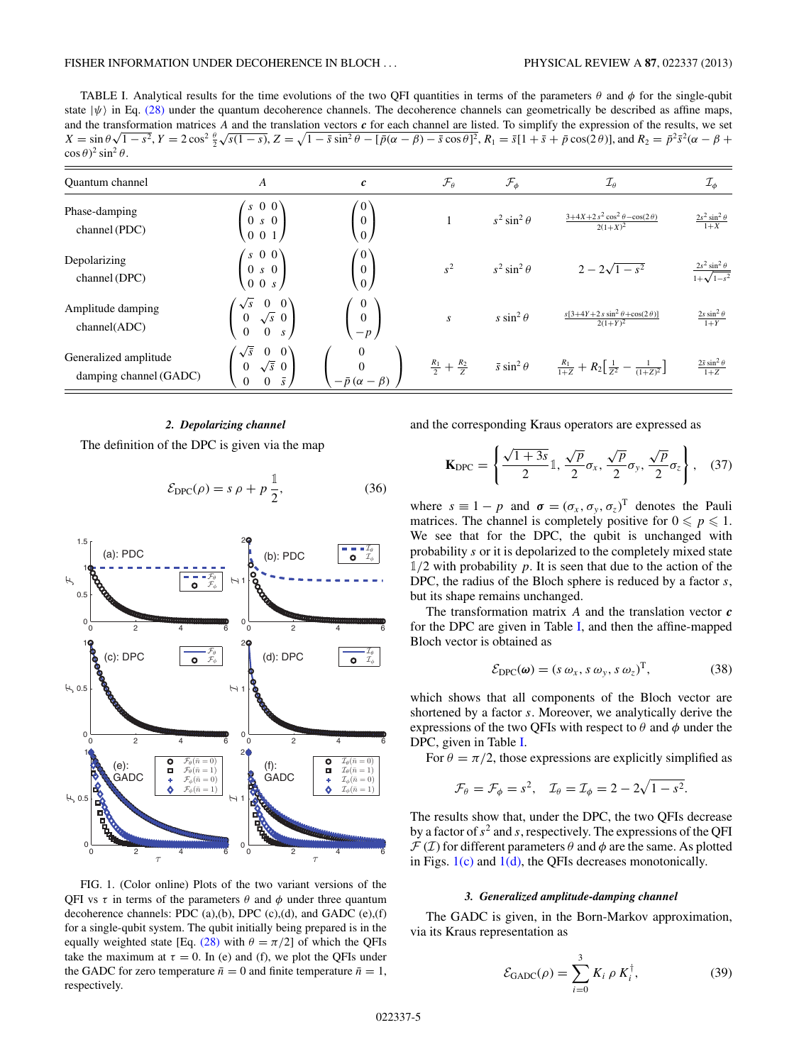TABLE I. Analytical results for the time evolutions of the two QFI quantities in terms of the parameters $\theta$ and $\phi$ for the single-qubit state $|\psi\rangle$ in Eq. (28) under the quantum decoherence channels. The decoherence channels can geometrically be described as affine maps, and the transformation matrices $A$ and the translation vectors $\boldsymbol{c}$ for each channel are listed. To simplify the expression of the results, we set $X = \sin\theta\sqrt{1-s^2}$, $Y = 2\cos^2\frac{\theta}{2}\sqrt{s(1-s)}$, $Z = \sqrt{1-\bar{s}\sin^2\theta - [\bar{p}(\alpha-\beta)-\bar{s}\cos\theta]^2}$, $R_1 = \bar{s}[1+\bar{s}+\bar{p}\cos(2\theta)]$, and $R_2 = \bar{p}^2\bar{s}^2(\alpha-\beta+\cos\theta)^2\sin^2\theta$.

| Quantum channel | $A$ | $\boldsymbol{c}$ | $\mathcal{F}_\theta$ | $\mathcal{F}_\phi$ | $\mathcal{I}_\theta$ | $\mathcal{I}_\phi$ |
|---|---|---|---|---|---|---|
| Phase-damping channel (PDC) | $\begin{pmatrix} s & 0 & 0 \\ 0 & s & 0 \\ 0 & 0 & 1 \end{pmatrix}$ | $\begin{pmatrix} 0 \\ 0 \\ 0 \end{pmatrix}$ | 1 | $s^2\sin^2\theta$ | $\frac{3+4X+2s^2\cos^2\theta-\cos(2\theta)}{2(1+X)^2}$ | $\frac{2s^2\sin^2\theta}{1+X}$ |
| Depolarizing channel (DPC) | $\begin{pmatrix} s & 0 & 0 \\ 0 & s & 0 \\ 0 & 0 & s \end{pmatrix}$ | $\begin{pmatrix} 0 \\ 0 \\ 0 \end{pmatrix}$ | $s^2$ | $s^2\sin^2\theta$ | $2-2\sqrt{1-s^2}$ | $\frac{2s^2\sin^2\theta}{1+\sqrt{1-s^2}}$ |
| Amplitude damping channel(ADC) | $\begin{pmatrix} \sqrt{s} & 0 & 0 \\ 0 & \sqrt{s} & 0 \\ 0 & 0 & s \end{pmatrix}$ | $\begin{pmatrix} 0 \\ 0 \\ -p \end{pmatrix}$ | $s$ | $s\sin^2\theta$ | $\frac{s[3+4Y+2s\sin^2\theta+\cos(2\theta)]}{2(1+Y)^2}$ | $\frac{2s\sin^2\theta}{1+Y}$ |
| Generalized amplitude damping channel (GADC) | $\begin{pmatrix} \sqrt{\bar{s}} & 0 & 0 \\ 0 & \sqrt{\bar{s}} & 0 \\ 0 & 0 & \bar{s} \end{pmatrix}$ | $\begin{pmatrix} 0 \\ 0 \\ -\bar{p}(\alpha-\beta) \end{pmatrix}$ | $\frac{R_1}{2}+\frac{R_2}{Z}$ | $\bar{s}\sin^2\theta$ | $\frac{R_1}{1+Z}+R_2\left[\frac{1}{Z^2}-\frac{1}{(1+Z)^2}\right]$ | $\frac{2\bar{s}\sin^2\theta}{1+Z}$ |

FIG. 1. (Color online) Plots of the two variant versions of the QFI vs $\tau$ in terms of the parameters $\theta$ and $\phi$ under three quantum decoherence channels: PDC (a),(b), DPC (c),(d), and GADC (e),(f) for a single-qubit system. The qubit initially being prepared is in the equally weighted state [Eq. (28) with $\theta = \pi/2$] of which the QFIs take the maximum at $\tau = 0$. In (e) and (f), we plot the QFIs under the GADC for zero temperature $\bar{n} = 0$ and finite temperature $\bar{n} = 1$, respectively.

### 2. Depolarizing channel

The definition of the DPC is given via the map

$$\mathcal{E}_{\text{DPC}}(\rho) = s\,\rho + p\,\frac{\mathbb{1}}{2}, \tag{36}$$

and the corresponding Kraus operators are expressed as

$$\mathbf{K}_{\text{DPC}} = \left\{ \frac{\sqrt{1+3s}}{2}\mathbb{1}, \frac{\sqrt{p}}{2}\sigma_x, \frac{\sqrt{p}}{2}\sigma_y, \frac{\sqrt{p}}{2}\sigma_z \right\}, \tag{37}$$

where $s \equiv 1-p$ and $\boldsymbol{\sigma} = (\sigma_x, \sigma_y, \sigma_z)^{\text{T}}$ denotes the Pauli matrices. The channel is completely positive for $0 \leqslant p \leqslant 1$. We see that for the DPC, the qubit is unchanged with probability $s$ or it is depolarized to the completely mixed state $\mathbb{1}/2$ with probability $p$. It is seen that due to the action of the DPC, the radius of the Bloch sphere is reduced by a factor $s$, but its shape remains unchanged.

The transformation matrix $A$ and the translation vector $\boldsymbol{c}$ for the DPC are given in Table I, and then the affine-mapped Bloch vector is obtained as

$$\mathcal{E}_{\text{DPC}}(\boldsymbol{\omega}) = (s\,\omega_x, s\,\omega_y, s\,\omega_z)^{\text{T}}, \tag{38}$$

which shows that all components of the Bloch vector are shortened by a factor $s$. Moreover, we analytically derive the expressions of the two QFIs with respect to $\theta$ and $\phi$ under the DPC, given in Table I.

For $\theta = \pi/2$, those expressions are explicitly simplified as

$$\mathcal{F}_\theta = \mathcal{F}_\phi = s^2, \quad \mathcal{I}_\theta = \mathcal{I}_\phi = 2 - 2\sqrt{1-s^2}.$$

The results show that, under the DPC, the two QFIs decrease by a factor of $s^2$ and $s$, respectively. The expressions of the QFI $\mathcal{F}$ ($\mathcal{I}$) for different parameters $\theta$ and $\phi$ are the same. As plotted in Figs. 1(c) and 1(d), the QFIs decreases monotonically.

### 3. Generalized amplitude-damping channel

The GADC is given, in the Born-Markov approximation, via its Kraus representation as

$$\mathcal{E}_{\text{GADC}}(\rho) = \sum_{i=0}^{3} K_i\,\rho\,K_i^{\dagger}, \tag{39}$$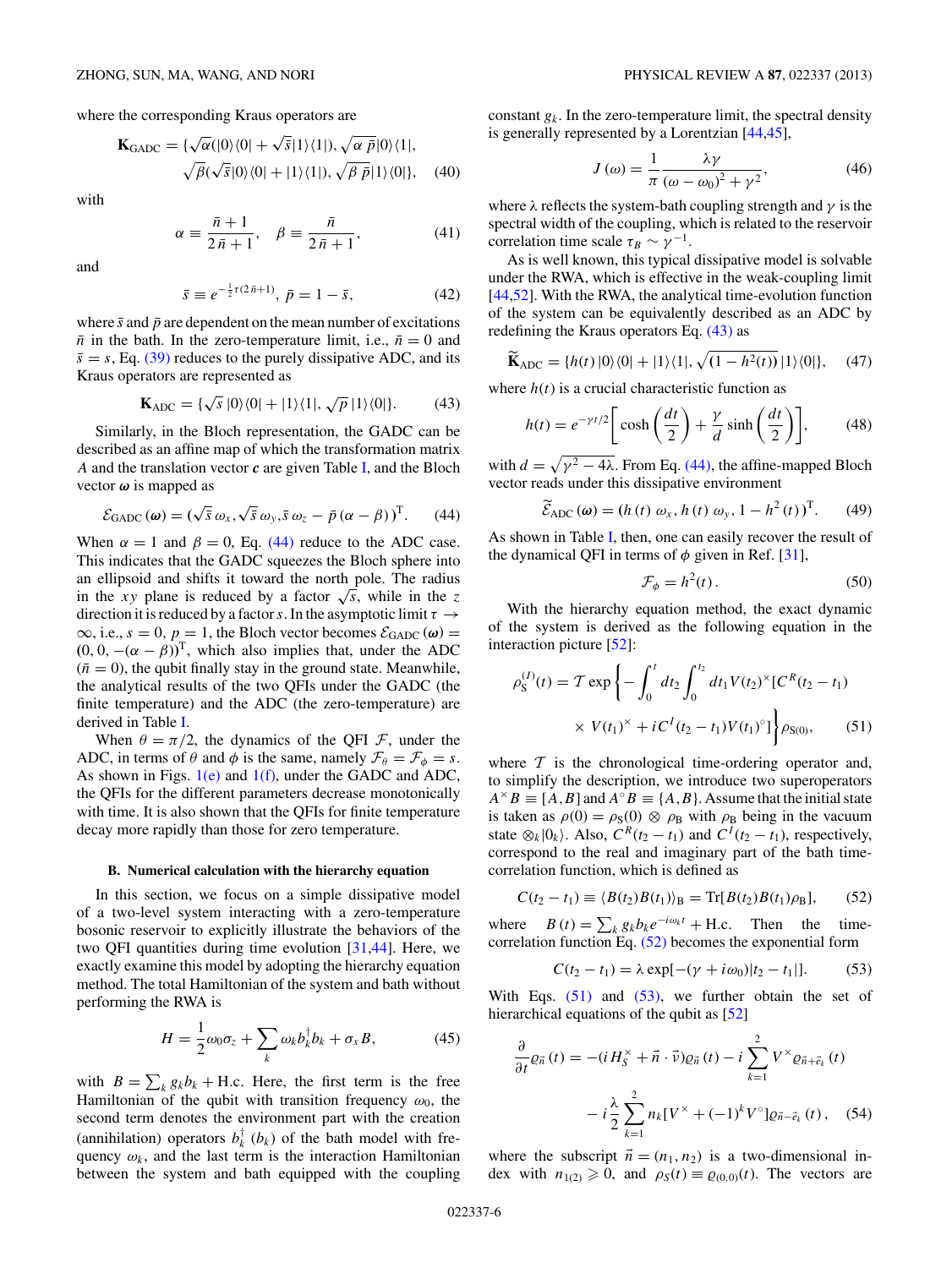where the corresponding Kraus operators are

$$\mathbf{K}_{\text{GADC}} = \{\sqrt{\alpha}(|0\rangle\langle 0| + \sqrt{\bar{s}}|1\rangle\langle 1|), \sqrt{\alpha\,\bar{p}}|0\rangle\langle 1|, \sqrt{\beta}(\sqrt{\bar{s}}|0\rangle\langle 0| + |1\rangle\langle 1|), \sqrt{\beta\,\bar{p}}|1\rangle\langle 0|\}, \quad (40)$$

with

$$\alpha \equiv \frac{\bar{n}+1}{2\bar{n}+1}, \quad \beta \equiv \frac{\bar{n}}{2\bar{n}+1}, \quad (41)$$

and

$$\bar{s} \equiv e^{-\frac{1}{2}\tau(2\bar{n}+1)}, \; \bar{p} = 1 - \bar{s}, \quad (42)$$

where $\bar{s}$ and $\bar{p}$ are dependent on the mean number of excitations $\bar{n}$ in the bath. In the zero-temperature limit, i.e., $\bar{n} = 0$ and $\bar{s} = s$, Eq. (39) reduces to the purely dissipative ADC, and its Kraus operators are represented as

$$\mathbf{K}_{\text{ADC}} = \{\sqrt{s}\,|0\rangle\langle 0| + |1\rangle\langle 1|, \sqrt{p}\,|1\rangle\langle 0|\}. \quad (43)$$

Similarly, in the Bloch representation, the GADC can be described as an affine map of which the transformation matrix $A$ and the translation vector $\boldsymbol{c}$ are given Table I, and the Bloch vector $\boldsymbol{\omega}$ is mapped as

$$\mathcal{E}_{\text{GADC}}(\boldsymbol{\omega}) = (\sqrt{\bar{s}}\,\omega_x, \sqrt{\bar{s}}\,\omega_y, \bar{s}\,\omega_z - \bar{p}\,(\alpha - \beta))^{\text{T}}. \quad (44)$$

When $\alpha = 1$ and $\beta = 0$, Eq. (44) reduce to the ADC case. This indicates that the GADC squeezes the Bloch sphere into an ellipsoid and shifts it toward the north pole. The radius in the $xy$ plane is reduced by a factor $\sqrt{s}$, while in the $z$ direction it is reduced by a factor $s$. In the asymptotic limit $\tau \to \infty$, i.e., $s = 0$, $p = 1$, the Bloch vector becomes $\mathcal{E}_{\text{GADC}}(\boldsymbol{\omega}) = (0, 0, -(\alpha - \beta))^{\text{T}}$, which also implies that, under the ADC ($\bar{n} = 0$), the qubit finally stay in the ground state. Meanwhile, the analytical results of the two QFIs under the GADC (the finite temperature) and the ADC (the zero-temperature) are derived in Table I.

When $\theta = \pi/2$, the dynamics of the QFI $\mathcal{F}$, under the ADC, in terms of $\theta$ and $\phi$ is the same, namely $\mathcal{F}_\theta = \mathcal{F}_\phi = s$. As shown in Figs. 1(e) and 1(f), under the GADC and ADC, the QFIs for the different parameters decrease monotonically with time. It is also shown that the QFIs for finite temperature decay more rapidly than those for zero temperature.

### B. Numerical calculation with the hierarchy equation

In this section, we focus on a simple dissipative model of a two-level system interacting with a zero-temperature bosonic reservoir to explicitly illustrate the behaviors of the two QFI quantities during time evolution [31,44]. Here, we exactly examine this model by adopting the hierarchy equation method. The total Hamiltonian of the system and bath without performing the RWA is

$$H = \frac{1}{2}\omega_0\sigma_z + \sum_k \omega_k b_k^\dagger b_k + \sigma_x B, \quad (45)$$

with $B = \sum_k g_k b_k + \text{H.c.}$ Here, the first term is the free Hamiltonian of the qubit with transition frequency $\omega_0$, the second term denotes the environment part with the creation (annihilation) operators $b_k^\dagger$ ($b_k$) of the bath model with frequency $\omega_k$, and the last term is the interaction Hamiltonian between the system and bath equipped with the coupling constant $g_k$. In the zero-temperature limit, the spectral density is generally represented by a Lorentzian [44,45],

$$J(\omega) = \frac{1}{\pi}\frac{\lambda\gamma}{(\omega - \omega_0)^2 + \gamma^2}, \quad (46)$$

where $\lambda$ reflects the system-bath coupling strength and $\gamma$ is the spectral width of the coupling, which is related to the reservoir correlation time scale $\tau_B \sim \gamma^{-1}$.

As is well known, this typical dissipative model is solvable under the RWA, which is effective in the weak-coupling limit [44,52]. With the RWA, the analytical time-evolution function of the system can be equivalently described as an ADC by redefining the Kraus operators Eq. (43) as

$$\widetilde{\mathbf{K}}_{\text{ADC}} = \{h(t)\,|0\rangle\langle 0| + |1\rangle\langle 1|, \sqrt{(1 - h^2(t))}\,|1\rangle\langle 0|\}, \quad (47)$$

where $h(t)$ is a crucial characteristic function as

$$h(t) = e^{-\gamma t/2}\left[\cosh\left(\frac{dt}{2}\right) + \frac{\gamma}{d}\sinh\left(\frac{dt}{2}\right)\right], \quad (48)$$

with $d = \sqrt{\gamma^2 - 4\lambda}$. From Eq. (44), the affine-mapped Bloch vector reads under this dissipative environment

$$\widetilde{\mathcal{E}}_{\text{ADC}}(\boldsymbol{\omega}) = (h(t)\,\omega_x, h(t)\,\omega_y, 1 - h^2(t))^{\text{T}}. \quad (49)$$

As shown in Table I, then, one can easily recover the result of the dynamical QFI in terms of $\phi$ given in Ref. [31],

$$\mathcal{F}_\phi = h^2(t). \quad (50)$$

With the hierarchy equation method, the exact dynamic of the system is derived as the following equation in the interaction picture [52]:

$$\rho_{\text{S}}^{(I)}(t) = \mathcal{T}\exp\left\{-\int_0^t dt_2 \int_0^{t_2} dt_1 V(t_2)^\times [C^R(t_2 - t_1) \times V(t_1)^\times + iC^I(t_2 - t_1)V(t_1)^\circ]\right\}\rho_{\text{S}(0)}, \quad (51)$$

where $\mathcal{T}$ is the chronological time-ordering operator and, to simplify the description, we introduce two superoperators $A^\times B \equiv [A, B]$ and $A^\circ B \equiv \{A, B\}$. Assume that the initial state is taken as $\rho(0) = \rho_{\text{S}}(0) \otimes \rho_{\text{B}}$ with $\rho_{\text{B}}$ being in the vacuum state $\otimes_k|0_k\rangle$. Also, $C^R(t_2 - t_1)$ and $C^I(t_2 - t_1)$, respectively, correspond to the real and imaginary part of the bath time-correlation function, which is defined as

$$C(t_2 - t_1) \equiv \langle B(t_2)B(t_1)\rangle_{\text{B}} = \text{Tr}[B(t_2)B(t_1)\rho_{\text{B}}], \quad (52)$$

where $B(t) = \sum_k g_k b_k e^{-i\omega_k t} + \text{H.c.}$ Then the time-correlation function Eq. (52) becomes the exponential form

$$C(t_2 - t_1) = \lambda\exp[-(\gamma + i\omega_0)|t_2 - t_1|]. \quad (53)$$

With Eqs. (51) and (53), we further obtain the set of hierarchical equations of the qubit as [52]

$$\frac{\partial}{\partial t}\varrho_{\vec{n}}(t) = -(iH_S^\times + \vec{n}\cdot\vec{\nu})\varrho_{\vec{n}}(t) - i\sum_{k=1}^{2}V^\times\varrho_{\vec{n}+\vec{e}_k}(t) - i\frac{\lambda}{2}\sum_{k=1}^{2}n_k[V^\times + (-1)^k V^\circ]\varrho_{\vec{n}-\vec{e}_k}(t), \quad (54)$$

where the subscript $\vec{n} = (n_1, n_2)$ is a two-dimensional index with $n_{1(2)} \geqslant 0$, and $\rho_S(t) \equiv \varrho_{(0,0)}(t)$. The vectors are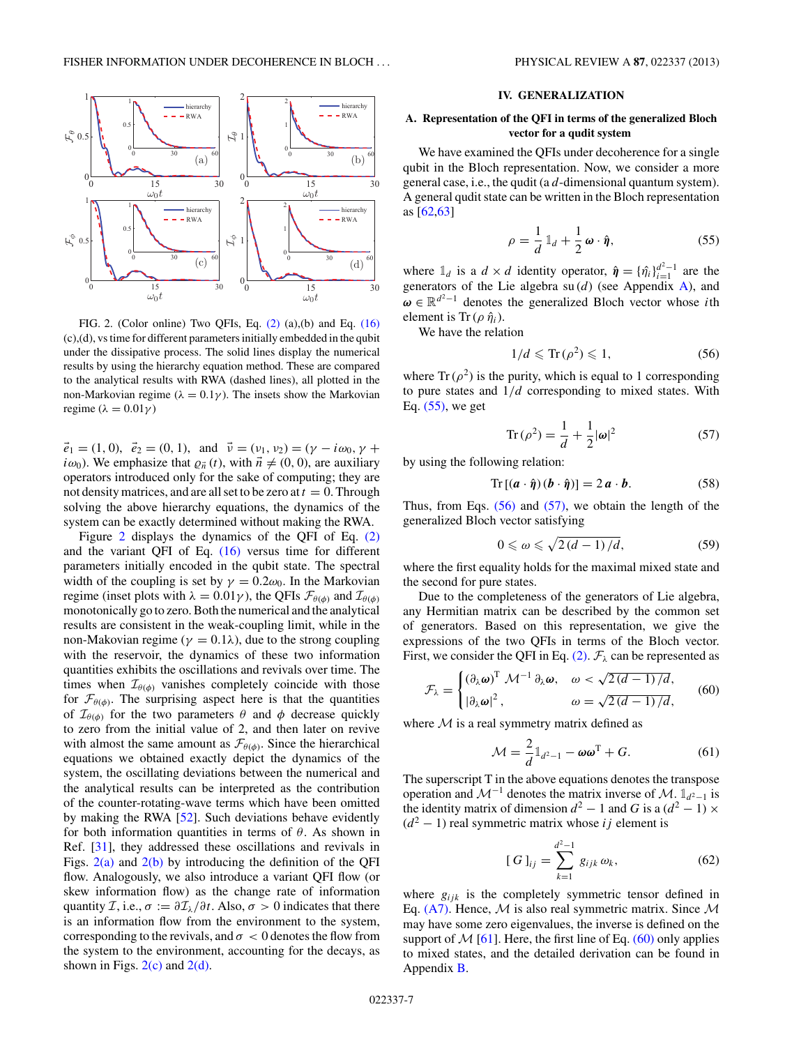FIG. 2. (Color online) Two QFIs, Eq. (2) (a),(b) and Eq. (16) (c),(d), vs time for different parameters initially embedded in the qubit under the dissipative process. The solid lines display the numerical results by using the hierarchy equation method. These are compared to the analytical results with RWA (dashed lines), all plotted in the non-Markovian regime ($\lambda = 0.1\gamma$). The insets show the Markovian regime ($\lambda = 0.01\gamma$)

$\vec{e}_1 = (1, 0)$, $\vec{e}_2 = (0, 1)$, and $\vec{\nu} = (\nu_1, \nu_2) = (\gamma - i\omega_0, \gamma + i\omega_0)$. We emphasize that $\varrho_{\vec{n}}(t)$, with $\vec{n} \neq (0, 0)$, are auxiliary operators introduced only for the sake of computing; they are not density matrices, and are all set to be zero at $t = 0$. Through solving the above hierarchy equations, the dynamics of the system can be exactly determined without making the RWA.

Figure 2 displays the dynamics of the QFI of Eq. (2) and the variant QFI of Eq. (16) versus time for different parameters initially encoded in the qubit state. The spectral width of the coupling is set by $\gamma = 0.2\omega_0$. In the Markovian regime (inset plots with $\lambda = 0.01\gamma$), the QFIs $\mathcal{F}_{\theta(\phi)}$ and $\mathcal{I}_{\theta(\phi)}$ monotonically go to zero. Both the numerical and the analytical results are consistent in the weak-coupling limit, while in the non-Makovian regime ($\gamma = 0.1\lambda$), due to the strong coupling with the reservoir, the dynamics of these two information quantities exhibits the oscillations and revivals over time. The times when $\mathcal{I}_{\theta(\phi)}$ vanishes completely coincide with those for $\mathcal{F}_{\theta(\phi)}$. The surprising aspect here is that the quantities of $\mathcal{I}_{\theta(\phi)}$ for the two parameters $\theta$ and $\phi$ decrease quickly to zero from the initial value of 2, and then later on revive with almost the same amount as $\mathcal{F}_{\theta(\phi)}$. Since the hierarchical equations we obtained exactly depict the dynamics of the system, the oscillating deviations between the numerical and the analytical results can be interpreted as the contribution of the counter-rotating-wave terms which have been omitted by making the RWA [52]. Such deviations behave evidently for both information quantities in terms of $\theta$. As shown in Ref. [31], they addressed these oscillations and revivals in Figs. 2(a) and 2(b) by introducing the definition of the QFI flow. Analogously, we also introduce a variant QFI flow (or skew information flow) as the change rate of information quantity $\mathcal{I}$, i.e., $\sigma := \partial\mathcal{I}_\lambda/\partial t$. Also, $\sigma > 0$ indicates that there is an information flow from the environment to the system, corresponding to the revivals, and $\sigma < 0$ denotes the flow from the system to the environment, accounting for the decays, as shown in Figs. 2(c) and 2(d).

## IV. GENERALIZATION

### A. Representation of the QFI in terms of the generalized Bloch vector for a qudit system

We have examined the QFIs under decoherence for a single qubit in the Bloch representation. Now, we consider a more general case, i.e., the qudit (a $d$-dimensional quantum system). A general qudit state can be written in the Bloch representation as [62,63]

$$\rho = \frac{1}{d}\,\mathbb{1}_d + \frac{1}{2}\,\boldsymbol{\omega}\cdot\hat{\boldsymbol{\eta}}, \tag{55}$$

where $\mathbb{1}_d$ is a $d \times d$ identity operator, $\hat{\boldsymbol{\eta}} = \{\hat{\eta}_i\}_{i=1}^{d^2-1}$ are the generators of the Lie algebra su$(d)$ (see Appendix A), and $\boldsymbol{\omega} \in \mathbb{R}^{d^2-1}$ denotes the generalized Bloch vector whose $i$th element is $\mathrm{Tr}\,(\rho\,\hat{\eta}_i)$.

We have the relation

$$1/d \leqslant \mathrm{Tr}\,(\rho^2) \leqslant 1, \tag{56}$$

where $\mathrm{Tr}\,(\rho^2)$ is the purity, which is equal to 1 corresponding to pure states and $1/d$ corresponding to mixed states. With Eq. (55), we get

$$\mathrm{Tr}\,(\rho^2) = \frac{1}{d} + \frac{1}{2}|\boldsymbol{\omega}|^2 \tag{57}$$

by using the following relation:

$$\mathrm{Tr}\,[(\boldsymbol{a}\cdot\hat{\boldsymbol{\eta}})\,(\boldsymbol{b}\cdot\hat{\boldsymbol{\eta}})] = 2\,\boldsymbol{a}\cdot\boldsymbol{b}. \tag{58}$$

Thus, from Eqs. (56) and (57), we obtain the length of the generalized Bloch vector satisfying

$$0 \leqslant \omega \leqslant \sqrt{2\,(d-1)\,/d}, \tag{59}$$

where the first equality holds for the maximal mixed state and the second for pure states.

Due to the completeness of the generators of Lie algebra, any Hermitian matrix can be described by the common set of generators. Based on this representation, we give the expressions of the two QFIs in terms of the Bloch vector. First, we consider the QFI in Eq. (2). $\mathcal{F}_\lambda$ can be represented as

$$\mathcal{F}_\lambda = \begin{cases} (\partial_\lambda\boldsymbol{\omega})^{\mathrm{T}}\ \mathcal{M}^{-1}\,\partial_\lambda\boldsymbol{\omega}, & \omega < \sqrt{2\,(d-1)\,/d}, \\ |\partial_\lambda\boldsymbol{\omega}|^2\,, & \omega = \sqrt{2\,(d-1)\,/d}, \end{cases} \tag{60}$$

where $\mathcal{M}$ is a real symmetry matrix defined as

$$\mathcal{M} = \frac{2}{d}\mathbb{1}_{d^2-1} - \boldsymbol{\omega}\boldsymbol{\omega}^{\mathrm{T}} + G. \tag{61}$$

The superscript T in the above equations denotes the transpose operation and $\mathcal{M}^{-1}$ denotes the matrix inverse of $\mathcal{M}$. $\mathbb{1}_{d^2-1}$ is the identity matrix of dimension $d^2-1$ and $G$ is a $(d^2-1)\times(d^2-1)$ real symmetric matrix whose $ij$ element is

$$[\,G\,]_{ij} = \sum_{k=1}^{d^2-1} g_{ijk}\,\omega_k, \tag{62}$$

where $g_{ijk}$ is the completely symmetric tensor defined in Eq. (A7). Hence, $\mathcal{M}$ is also real symmetric matrix. Since $\mathcal{M}$ may have some zero eigenvalues, the inverse is defined on the support of $\mathcal{M}$ [61]. Here, the first line of Eq. (60) only applies to mixed states, and the detailed derivation can be found in Appendix B.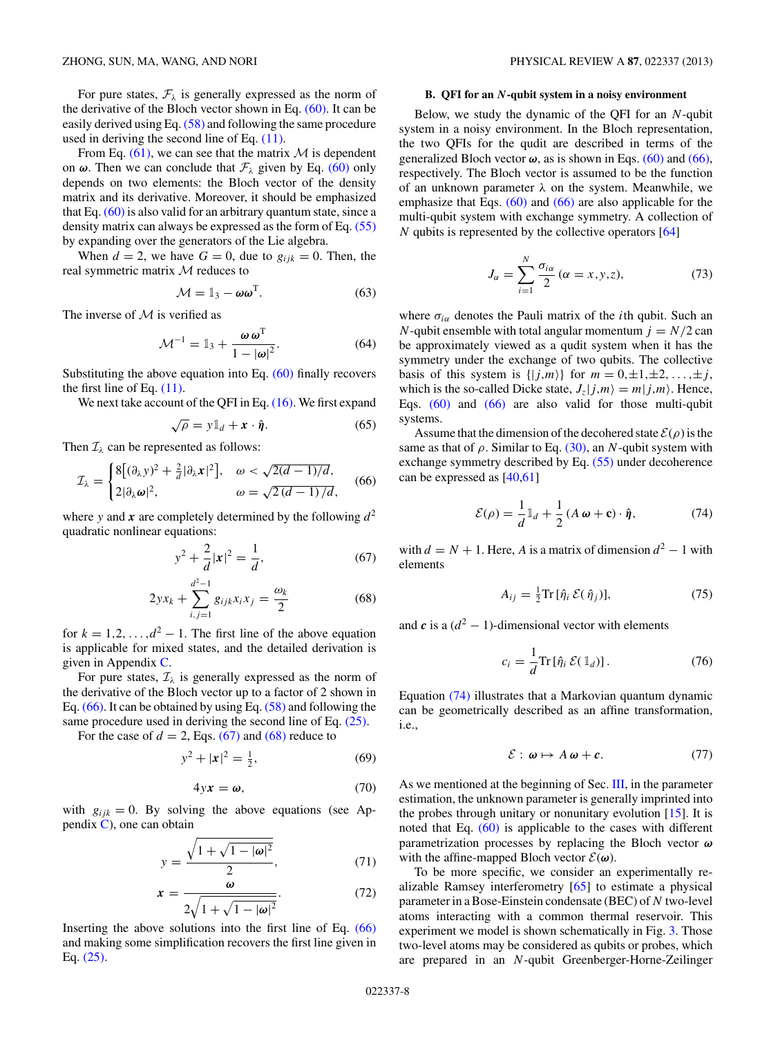For pure states, $\mathcal{F}_\lambda$ is generally expressed as the norm of the derivative of the Bloch vector shown in Eq. (60). It can be easily derived using Eq. (58) and following the same procedure used in deriving the second line of Eq. (11).

From Eq. (61), we can see that the matrix $\mathcal{M}$ is dependent on $\boldsymbol{\omega}$. Then we can conclude that $\mathcal{F}_\lambda$ given by Eq. (60) only depends on two elements: the Bloch vector of the density matrix and its derivative. Moreover, it should be emphasized that Eq. (60) is also valid for an arbitrary quantum state, since a density matrix can always be expressed as the form of Eq. (55) by expanding over the generators of the Lie algebra.

When $d = 2$, we have $G = 0$, due to $g_{ijk} = 0$. Then, the real symmetric matrix $\mathcal{M}$ reduces to

$$\mathcal{M} = \mathbb{1}_3 - \boldsymbol{\omega}\boldsymbol{\omega}^{\mathrm{T}}. \tag{63}$$

The inverse of $\mathcal{M}$ is verified as

$$\mathcal{M}^{-1} = \mathbb{1}_3 + \frac{\boldsymbol{\omega}\,\boldsymbol{\omega}^{\mathrm{T}}}{1 - |\boldsymbol{\omega}|^2}. \tag{64}$$

Substituting the above equation into Eq. (60) finally recovers the first line of Eq. (11).

We next take account of the QFI in Eq. (16). We first expand

$$\sqrt{\rho} = y\mathbb{1}_d + \boldsymbol{x}\cdot\hat{\boldsymbol{\eta}}. \tag{65}$$

Then $\mathcal{I}_\lambda$ can be represented as follows:

$$\mathcal{I}_\lambda = \begin{cases} 8\left[(\partial_\lambda y)^2 + \frac{2}{d}|\partial_\lambda \boldsymbol{x}|^2\right], & \omega < \sqrt{2(d-1)/d}, \\ 2|\partial_\lambda \boldsymbol{\omega}|^2, & \omega = \sqrt{2\,(d-1)/d}, \end{cases} \tag{66}$$

where $y$ and $\boldsymbol{x}$ are completely determined by the following $d^2$ quadratic nonlinear equations:

$$y^2 + \frac{2}{d}|\boldsymbol{x}|^2 = \frac{1}{d}, \tag{67}$$

$$2yx_k + \sum_{i,j=1}^{d^2-1} g_{ijk}x_i x_j = \frac{\omega_k}{2} \tag{68}$$

for $k = 1,2,\ldots,d^2-1$. The first line of the above equation is applicable for mixed states, and the detailed derivation is given in Appendix C.

For pure states, $\mathcal{I}_\lambda$ is generally expressed as the norm of the derivative of the Bloch vector up to a factor of 2 shown in Eq. (66). It can be obtained by using Eq. (58) and following the same procedure used in deriving the second line of Eq. (25).

For the case of $d = 2$, Eqs. (67) and (68) reduce to

$$y^2 + |\boldsymbol{x}|^2 = \tfrac{1}{2}, \tag{69}$$

$$4y\boldsymbol{x} = \boldsymbol{\omega}, \tag{70}$$

with $g_{ijk} = 0$. By solving the above equations (see Appendix C), one can obtain

$$y = \frac{\sqrt{1 + \sqrt{1 - |\boldsymbol{\omega}|^2}}}{2}, \tag{71}$$

$$\boldsymbol{x} = \frac{\boldsymbol{\omega}}{2\sqrt{1 + \sqrt{1 - |\boldsymbol{\omega}|^2}}}. \tag{72}$$

Inserting the above solutions into the first line of Eq. (66) and making some simplification recovers the first line given in Eq. (25).

### B. QFI for an $N$-qubit system in a noisy environment

Below, we study the dynamic of the QFI for an $N$-qubit system in a noisy environment. In the Bloch representation, the two QFIs for the qudit are described in terms of the generalized Bloch vector $\boldsymbol{\omega}$, as is shown in Eqs. (60) and (66), respectively. The Bloch vector is assumed to be the function of an unknown parameter $\lambda$ on the system. Meanwhile, we emphasize that Eqs. (60) and (66) are also applicable for the multi-qubit system with exchange symmetry. A collection of $N$ qubits is represented by the collective operators [64]

$$J_\alpha = \sum_{i=1}^{N} \frac{\sigma_{i\alpha}}{2}\ (\alpha = x,y,z), \tag{73}$$

where $\sigma_{i\alpha}$ denotes the Pauli matrix of the $i$th qubit. Such an $N$-qubit ensemble with total angular momentum $j = N/2$ can be approximately viewed as a qudit system when it has the symmetry under the exchange of two qubits. The collective basis of this system is $\{|j,m\rangle\}$ for $m = 0,\pm1,\pm2,\ldots,\pm j$, which is the so-called Dicke state, $J_z|j,m\rangle = m|j,m\rangle$. Hence, Eqs. (60) and (66) are also valid for those multi-qubit systems.

Assume that the dimension of the decohered state $\mathcal{E}(\rho)$ is the same as that of $\rho$. Similar to Eq. (30), an $N$-qubit system with exchange symmetry described by Eq. (55) under decoherence can be expressed as [40,61]

$$\mathcal{E}(\rho) = \frac{1}{d}\mathbb{1}_d + \frac{1}{2}\left(A\,\boldsymbol{\omega} + \mathbf{c}\right)\cdot\hat{\boldsymbol{\eta}}, \tag{74}$$

with $d = N + 1$. Here, $A$ is a matrix of dimension $d^2 - 1$ with elements

$$A_{ij} = \tfrac{1}{2}\mathrm{Tr}\left[\hat{\eta}_i\,\mathcal{E}(\,\hat{\eta}_j)\right], \tag{75}$$

and $\boldsymbol{c}$ is a $(d^2 - 1)$-dimensional vector with elements

$$c_i = \frac{1}{d}\mathrm{Tr}\left[\hat{\eta}_i\,\mathcal{E}(\,\mathbb{1}_d)\right]. \tag{76}$$

Equation (74) illustrates that a Markovian quantum dynamic can be geometrically described as an affine transformation, i.e.,

$$\mathcal{E}:\ \boldsymbol{\omega} \mapsto A\,\boldsymbol{\omega} + \boldsymbol{c}. \tag{77}$$

As we mentioned at the beginning of Sec. III, in the parameter estimation, the unknown parameter is generally imprinted into the probes through unitary or nonunitary evolution [15]. It is noted that Eq. (60) is applicable to the cases with different parametrization processes by replacing the Bloch vector $\boldsymbol{\omega}$ with the affine-mapped Bloch vector $\mathcal{E}(\boldsymbol{\omega})$.

To be more specific, we consider an experimentally realizable Ramsey interferometry [65] to estimate a physical parameter in a Bose-Einstein condensate (BEC) of $N$ two-level atoms interacting with a common thermal reservoir. This experiment we model is shown schematically in Fig. 3. Those two-level atoms may be considered as qubits or probes, which are prepared in an $N$-qubit Greenberger-Horne-Zeilinger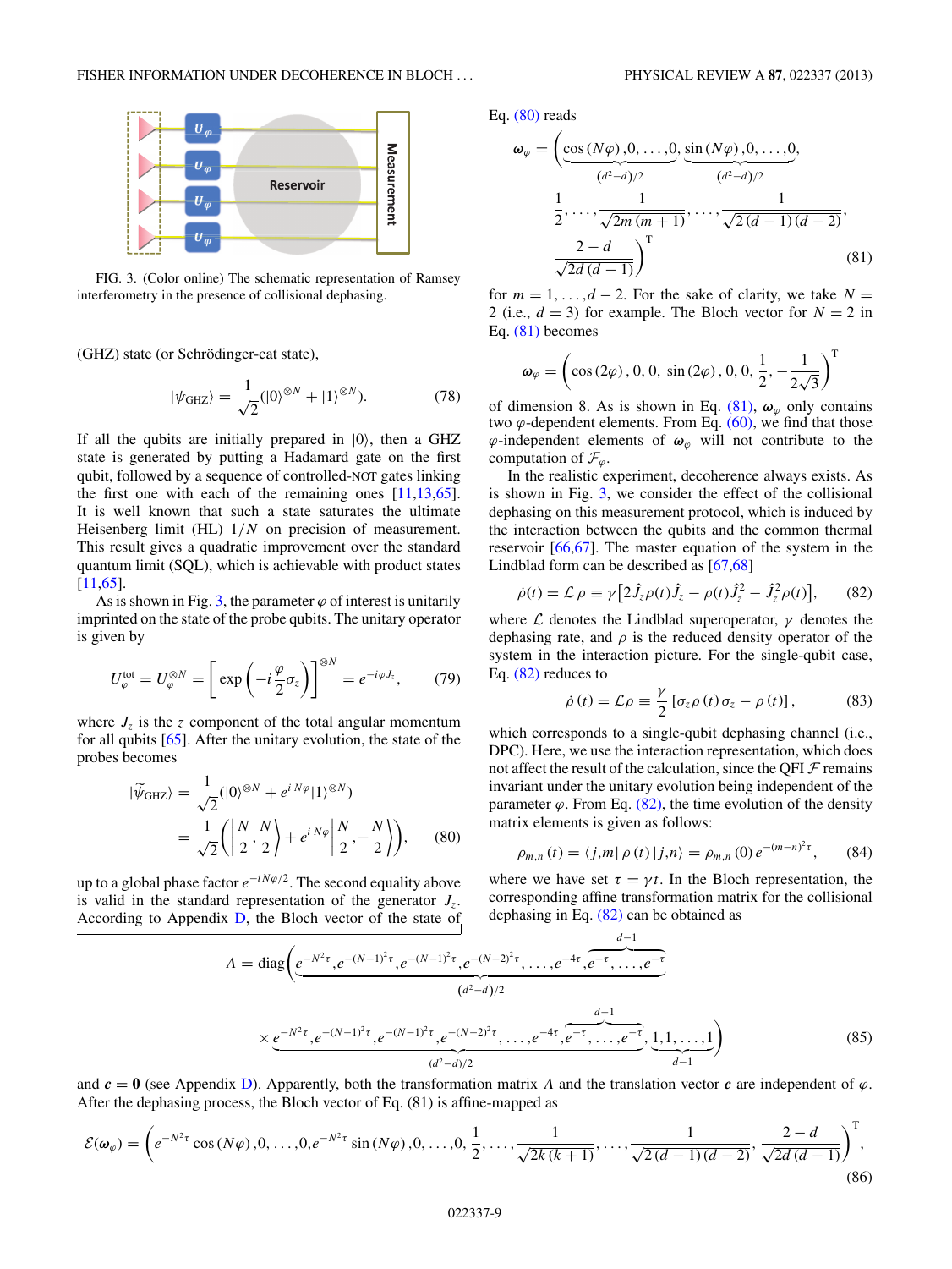FIG. 3. (Color online) The schematic representation of Ramsey interferometry in the presence of collisional dephasing.

(GHZ) state (or Schrödinger-cat state),

$$|\psi_{\rm GHZ}\rangle = \frac{1}{\sqrt{2}}(|0\rangle^{\otimes N} + |1\rangle^{\otimes N}). \tag{78}$$

If all the qubits are initially prepared in $|0\rangle$, then a GHZ state is generated by putting a Hadamard gate on the first qubit, followed by a sequence of controlled-NOT gates linking the first one with each of the remaining ones [11,13,65]. It is well known that such a state saturates the ultimate Heisenberg limit (HL) $1/N$ on precision of measurement. This result gives a quadratic improvement over the standard quantum limit (SQL), which is achievable with product states [11,65].

As is shown in Fig. 3, the parameter $\varphi$ of interest is unitarily imprinted on the state of the probe qubits. The unitary operator is given by

$$U_\varphi^{\rm tot} = U_\varphi^{\otimes N} = \left[\exp\left(-i\frac{\varphi}{2}\sigma_z\right)\right]^{\otimes N} = e^{-i\varphi J_z}, \tag{79}$$

where $J_z$ is the $z$ component of the total angular momentum for all qubits [65]. After the unitary evolution, the state of the probes becomes

$$\begin{aligned} |\widetilde{\psi}_{\rm GHZ}\rangle &= \frac{1}{\sqrt{2}}(|0\rangle^{\otimes N} + e^{iN\varphi}|1\rangle^{\otimes N}) \\ &= \frac{1}{\sqrt{2}}\left(\left|\frac{N}{2},\frac{N}{2}\right\rangle + e^{iN\varphi}\left|\frac{N}{2},-\frac{N}{2}\right\rangle\right), \end{aligned} \tag{80}$$

up to a global phase factor $e^{-iN\varphi/2}$. The second equality above is valid in the standard representation of the generator $J_z$. According to Appendix D, the Bloch vector of the state of Eq. (80) reads

$$\begin{aligned} \boldsymbol{\omega}_\varphi = \Big(&\underbrace{\cos(N\varphi),0,\ldots,0}_{(d^2-d)/2},\underbrace{\sin(N\varphi),0,\ldots,0}_{(d^2-d)/2}, \\ &\frac{1}{2},\ldots,\frac{1}{\sqrt{2m(m+1)}},\ldots,\frac{1}{\sqrt{2(d-1)(d-2)}}, \\ &\frac{2-d}{\sqrt{2d(d-1)}}\Big)^{\rm T} \end{aligned} \tag{81}$$

for $m = 1,\ldots,d-2$. For the sake of clarity, we take $N = 2$ (i.e., $d = 3$) for example. The Bloch vector for $N = 2$ in Eq. (81) becomes

$$\boldsymbol{\omega}_\varphi = \left(\cos(2\varphi),0,0,\ \sin(2\varphi),0,0,\ \frac{1}{2},-\frac{1}{2\sqrt{3}}\right)^{\rm T}$$

of dimension 8. As is shown in Eq. (81), $\boldsymbol{\omega}_\varphi$ only contains two $\varphi$-dependent elements. From Eq. (60), we find that those $\varphi$-independent elements of $\boldsymbol{\omega}_\varphi$ will not contribute to the computation of $\mathcal{F}_\varphi$.

In the realistic experiment, decoherence always exists. As is shown in Fig. 3, we consider the effect of the collisional dephasing on this measurement protocol, which is induced by the interaction between the qubits and the common thermal reservoir [66,67]. The master equation of the system in the Lindblad form can be described as [67,68]

$$\dot{\rho}(t) = \mathcal{L}\rho \equiv \gamma\left[2\hat{J}_z\rho(t)\hat{J}_z - \rho(t)\hat{J}_z^2 - \hat{J}_z^2\rho(t)\right], \tag{82}$$

where $\mathcal{L}$ denotes the Lindblad superoperator, $\gamma$ denotes the dephasing rate, and $\rho$ is the reduced density operator of the system in the interaction picture. For the single-qubit case, Eq. (82) reduces to

$$\dot{\rho}(t) = \mathcal{L}\rho \equiv \frac{\gamma}{2}\left[\sigma_z\rho(t)\sigma_z - \rho(t)\right], \tag{83}$$

which corresponds to a single-qubit dephasing channel (i.e., DPC). Here, we use the interaction representation, which does not affect the result of the calculation, since the QFI $\mathcal{F}$ remains invariant under the unitary evolution being independent of the parameter $\varphi$. From Eq. (82), the time evolution of the density matrix elements is given as follows:

$$\rho_{m,n}(t) = \langle j,m|\rho(t)|j,n\rangle = \rho_{m,n}(0)e^{-(m-n)^2\tau}, \tag{84}$$

where we have set $\tau = \gamma t$. In the Bloch representation, the corresponding affine transformation matrix for the collisional dephasing in Eq. (82) can be obtained as

$$\begin{aligned} A = \mathrm{diag}\Big(&\underbrace{e^{-N^2\tau},e^{-(N-1)^2\tau},e^{-(N-1)^2\tau},e^{-(N-2)^2\tau},\ldots,e^{-4\tau},\overbrace{e^{-\tau},\ldots,e^{-\tau}}^{d-1}}_{(d^2-d)/2} \\ &\times\underbrace{e^{-N^2\tau},e^{-(N-1)^2\tau},e^{-(N-1)^2\tau},e^{-(N-2)^2\tau},\ldots,e^{-4\tau},\overbrace{e^{-\tau},\ldots,e^{-\tau}}^{d-1}}_{(d^2-d)/2},\underbrace{1,1,\ldots,1}_{d-1}\Big) \end{aligned} \tag{85}$$

and $\boldsymbol{c} = \boldsymbol{0}$ (see Appendix D). Apparently, both the transformation matrix $A$ and the translation vector $\boldsymbol{c}$ are independent of $\varphi$. After the dephasing process, the Bloch vector of Eq. (81) is affine-mapped as

$$\mathcal{E}(\boldsymbol{\omega}_\varphi) = \left(e^{-N^2\tau}\cos(N\varphi),0,\ldots,0,e^{-N^2\tau}\sin(N\varphi),0,\ldots,0,\frac{1}{2},\ldots,\frac{1}{\sqrt{2k(k+1)}},\ldots,\frac{1}{\sqrt{2(d-1)(d-2)}},\frac{2-d}{\sqrt{2d(d-1)}}\right)^{\rm T}, \tag{86}$$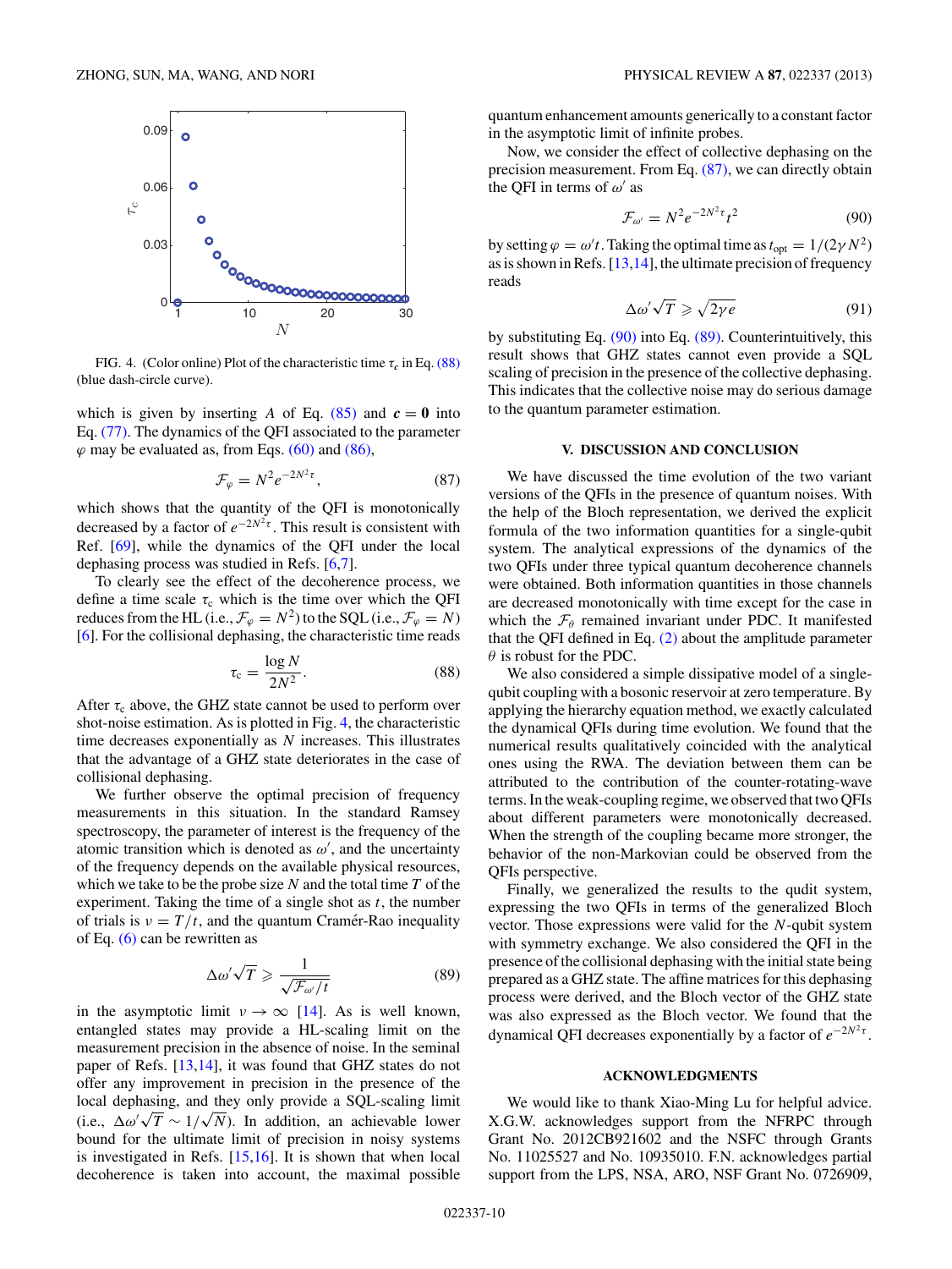0.09

0.06

$\tau_c$

0.03

0

1

10

20

30

$N$

FIG. 4. (Color online) Plot of the characteristic time $\tau_c$ in Eq. (88) (blue dash-circle curve).

which is given by inserting $A$ of Eq. (85) and $\boldsymbol{c} = \boldsymbol{0}$ into Eq. (77). The dynamics of the QFI associated to the parameter $\varphi$ may be evaluated as, from Eqs. (60) and (86),

$$\mathcal{F}_\varphi = N^2 e^{-2N^2\tau}, \tag{87}$$

which shows that the quantity of the QFI is monotonically decreased by a factor of $e^{-2N^2\tau}$. This result is consistent with Ref. [69], while the dynamics of the QFI under the local dephasing process was studied in Refs. [6,7].

To clearly see the effect of the decoherence process, we define a time scale $\tau_c$ which is the time over which the QFI reduces from the HL (i.e., $\mathcal{F}_\varphi = N^2$) to the SQL (i.e., $\mathcal{F}_\varphi = N$) [6]. For the collisional dephasing, the characteristic time reads

$$\tau_c = \frac{\log N}{2N^2}. \tag{88}$$

After $\tau_c$ above, the GHZ state cannot be used to perform over shot-noise estimation. As is plotted in Fig. 4, the characteristic time decreases exponentially as $N$ increases. This illustrates that the advantage of a GHZ state deteriorates in the case of collisional dephasing.

We further observe the optimal precision of frequency measurements in this situation. In the standard Ramsey spectroscopy, the parameter of interest is the frequency of the atomic transition which is denoted as $\omega'$, and the uncertainty of the frequency depends on the available physical resources, which we take to be the probe size $N$ and the total time $T$ of the experiment. Taking the time of a single shot as $t$, the number of trials is $\nu = T/t$, and the quantum Cramér-Rao inequality of Eq. (6) can be rewritten as

$$\Delta\omega'\sqrt{T} \geqslant \frac{1}{\sqrt{\mathcal{F}_{\omega'}/t}} \tag{89}$$

in the asymptotic limit $\nu \to \infty$ [14]. As is well known, entangled states may provide a HL-scaling limit on the measurement precision in the absence of noise. In the seminal paper of Refs. [13,14], it was found that GHZ states do not offer any improvement in precision in the presence of the local dephasing, and they only provide a SQL-scaling limit (i.e., $\Delta\omega'\sqrt{T} \sim 1/\sqrt{N}$). In addition, an achievable lower bound for the ultimate limit of precision in noisy systems is investigated in Refs. [15,16]. It is shown that when local decoherence is taken into account, the maximal possible quantum enhancement amounts generically to a constant factor in the asymptotic limit of infinite probes.

Now, we consider the effect of collective dephasing on the precision measurement. From Eq. (87), we can directly obtain the QFI in terms of $\omega'$ as

$$\mathcal{F}_{\omega'} = N^2 e^{-2N^2\tau} t^2 \tag{90}$$

by setting $\varphi = \omega' t$. Taking the optimal time as $t_{\text{opt}} = 1/(2\gamma N^2)$ as is shown in Refs. [13,14], the ultimate precision of frequency reads

$$\Delta\omega'\sqrt{T} \geqslant \sqrt{2\gamma e} \tag{91}$$

by substituting Eq. (90) into Eq. (89). Counterintuitively, this result shows that GHZ states cannot even provide a SQL scaling of precision in the presence of the collective dephasing. This indicates that the collective noise may do serious damage to the quantum parameter estimation.

## V. DISCUSSION AND CONCLUSION

We have discussed the time evolution of the two variant versions of the QFIs in the presence of quantum noises. With the help of the Bloch representation, we derived the explicit formula of the two information quantities for a single-qubit system. The analytical expressions of the dynamics of the two QFIs under three typical quantum decoherence channels were obtained. Both information quantities in those channels are decreased monotonically with time except for the case in which the $\mathcal{F}_\theta$ remained invariant under PDC. It manifested that the QFI defined in Eq. (2) about the amplitude parameter $\theta$ is robust for the PDC.

We also considered a simple dissipative model of a single-qubit coupling with a bosonic reservoir at zero temperature. By applying the hierarchy equation method, we exactly calculated the dynamical QFIs during time evolution. We found that the numerical results qualitatively coincided with the analytical ones using the RWA. The deviation between them can be attributed to the contribution of the counter-rotating-wave terms. In the weak-coupling regime, we observed that two QFIs about different parameters were monotonically decreased. When the strength of the coupling became more stronger, the behavior of the non-Markovian could be observed from the QFIs perspective.

Finally, we generalized the results to the qudit system, expressing the two QFIs in terms of the generalized Bloch vector. Those expressions were valid for the $N$-qubit system with symmetry exchange. We also considered the QFI in the presence of the collisional dephasing with the initial state being prepared as a GHZ state. The affine matrices for this dephasing process were derived, and the Bloch vector of the GHZ state was also expressed as the Bloch vector. We found that the dynamical QFI decreases exponentially by a factor of $e^{-2N^2\tau}$.

### ACKNOWLEDGMENTS

We would like to thank Xiao-Ming Lu for helpful advice. X.G.W. acknowledges support from the NFRPC through Grant No. 2012CB921602 and the NSFC through Grants No. 11025527 and No. 10935010. F.N. acknowledges partial support from the LPS, NSA, ARO, NSF Grant No. 0726909,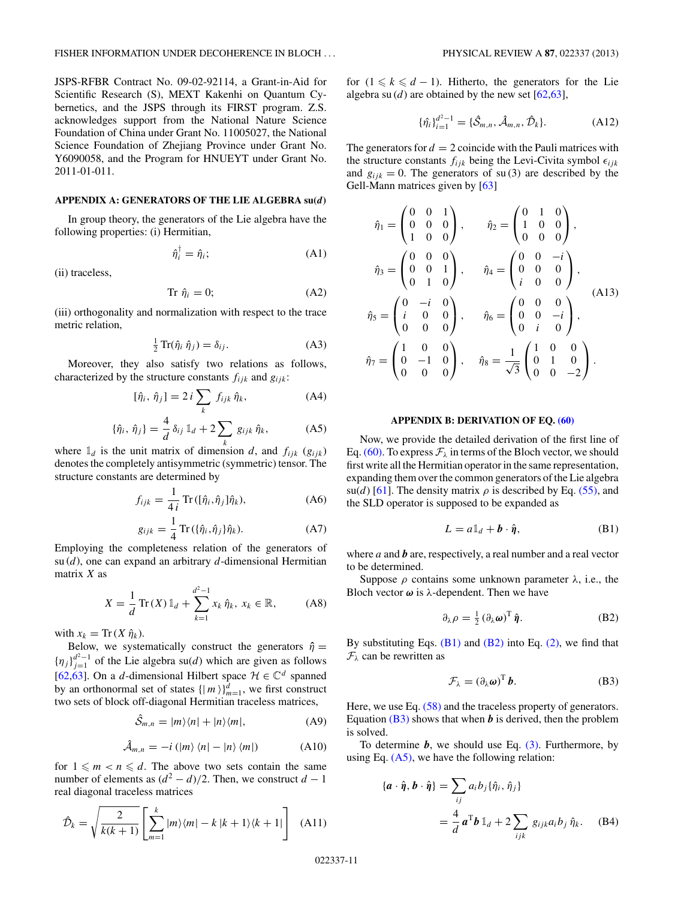JSPS-RFBR Contract No. 09-02-92114, a Grant-in-Aid for Scientific Research (S), MEXT Kakenhi on Quantum Cybernetics, and the JSPS through its FIRST program. Z.S. acknowledges support from the National Nature Science Foundation of China under Grant No. 11005027, the National Science Foundation of Zhejiang Province under Grant No. Y6090058, and the Program for HNUEYT under Grant No. 2011-01-011.

## APPENDIX A: GENERATORS OF THE LIE ALGEBRA su($d$)

In group theory, the generators of the Lie algebra have the following properties: (i) Hermitian,

$$\hat{\eta}_i^\dagger = \hat{\eta}_i; \tag{A1}$$

(ii) traceless,

$$\mathrm{Tr}\,\hat{\eta}_i = 0; \tag{A2}$$

(iii) orthogonality and normalization with respect to the trace metric relation,

$$\tfrac{1}{2}\,\mathrm{Tr}(\hat{\eta}_i\,\hat{\eta}_j) = \delta_{ij}. \tag{A3}$$

Moreover, they also satisfy two relations as follows, characterized by the structure constants $f_{ijk}$ and $g_{ijk}$:

$$[\hat{\eta}_i,\,\hat{\eta}_j] = 2\,i\sum_k f_{ijk}\,\hat{\eta}_k, \tag{A4}$$

$$\{\hat{\eta}_i,\,\hat{\eta}_j\} = \frac{4}{d}\,\delta_{ij}\,\mathbb{1}_d + 2\sum_k g_{ijk}\,\hat{\eta}_k, \tag{A5}$$

where $\mathbb{1}_d$ is the unit matrix of dimension $d$, and $f_{ijk}$ ($g_{ijk}$) denotes the completely antisymmetric (symmetric) tensor. The structure constants are determined by

$$f_{ijk} = \frac{1}{4\,i}\,\mathrm{Tr}\,([\hat{\eta}_i,\hat{\eta}_j]\hat{\eta}_k), \tag{A6}$$

$$g_{ijk} = \frac{1}{4}\,\mathrm{Tr}\,(\{\hat{\eta}_i,\hat{\eta}_j\}\hat{\eta}_k). \tag{A7}$$

Employing the completeness relation of the generators of su$(d)$, one can expand an arbitrary $d$-dimensional Hermitian matrix $X$ as

$$X = \frac{1}{d}\,\mathrm{Tr}\,(X)\,\mathbb{1}_d + \sum_{k=1}^{d^2-1} x_k\,\hat{\eta}_k,\; x_k\in\mathbb{R}, \tag{A8}$$

with $x_k = \mathrm{Tr}\,(X\,\hat{\eta}_k)$.

Below, we systematically construct the generators $\hat{\eta} = \{\eta_j\}_{j=1}^{d^2-1}$ of the Lie algebra su($d$) which are given as follows [62,63]. On a $d$-dimensional Hilbert space $\mathcal{H}\in\mathbb{C}^d$ spanned by an orthonormal set of states $\{|\,m\,\rangle\}_{m=1}^{d}$, we first construct two sets of block off-diagonal Hermitian traceless matrices,

$$\hat{\mathcal{S}}_{m,n} = |m\rangle\langle n| + |n\rangle\langle m|, \tag{A9}$$

$$\hat{\mathcal{A}}_{m,n} = -i\,(|m\rangle\,\langle n| - |n\rangle\,\langle m|) \tag{A10}$$

for $1\leqslant m<n\leqslant d$. The above two sets contain the same number of elements as $(d^2-d)/2$. Then, we construct $d-1$ real diagonal traceless matrices

$$\hat{\mathcal{D}}_k = \sqrt{\frac{2}{k(k+1)}}\left[\sum_{m=1}^{k}|m\rangle\langle m| - k\,|k+1\rangle\langle k+1|\right] \tag{A11}$$

for $(1\leqslant k\leqslant d-1)$. Hitherto, the generators for the Lie algebra su$(d)$ are obtained by the new set [62,63],

$$\{\hat{\eta}_i\}_{i=1}^{d^2-1} = \{\hat{\mathcal{S}}_{m,n},\hat{\mathcal{A}}_{m,n},\hat{\mathcal{D}}_k\}. \tag{A12}$$

The generators for $d=2$ coincide with the Pauli matrices with the structure constants $f_{ijk}$ being the Levi-Civita symbol $\epsilon_{ijk}$ and $g_{ijk}=0$. The generators of su(3) are described by the Gell-Mann matrices given by [63]

$$\begin{aligned}
\hat{\eta}_1 &= \begin{pmatrix}0&0&1\\0&0&0\\1&0&0\end{pmatrix}, & \hat{\eta}_2 &= \begin{pmatrix}0&1&0\\1&0&0\\0&0&0\end{pmatrix},\\
\hat{\eta}_3 &= \begin{pmatrix}0&0&0\\0&0&1\\0&1&0\end{pmatrix}, & \hat{\eta}_4 &= \begin{pmatrix}0&0&-i\\0&0&0\\i&0&0\end{pmatrix},\\
\hat{\eta}_5 &= \begin{pmatrix}0&-i&0\\i&0&0\\0&0&0\end{pmatrix}, & \hat{\eta}_6 &= \begin{pmatrix}0&0&0\\0&0&-i\\0&i&0\end{pmatrix},\\
\hat{\eta}_7 &= \begin{pmatrix}1&0&0\\0&-1&0\\0&0&0\end{pmatrix}, & \hat{\eta}_8 &= \frac{1}{\sqrt{3}}\begin{pmatrix}1&0&0\\0&1&0\\0&0&-2\end{pmatrix}.
\end{aligned} \tag{A13}$$

## APPENDIX B: DERIVATION OF EQ. (60)

Now, we provide the detailed derivation of the first line of Eq. (60). To express $\mathcal{F}_\lambda$ in terms of the Bloch vector, we should first write all the Hermitian operator in the same representation, expanding them over the common generators of the Lie algebra su($d$) [61]. The density matrix $\rho$ is described by Eq. (55), and the SLD operator is supposed to be expanded as

$$L = a\mathbb{1}_d + \boldsymbol{b}\cdot\hat{\boldsymbol{\eta}}, \tag{B1}$$

where $a$ and $\boldsymbol{b}$ are, respectively, a real number and a real vector to be determined.

Suppose $\rho$ contains some unknown parameter $\lambda$, i.e., the Bloch vector $\boldsymbol{\omega}$ is $\lambda$-dependent. Then we have

$$\partial_\lambda\rho = \tfrac{1}{2}\,(\partial_\lambda\boldsymbol{\omega})^{\mathrm{T}}\,\hat{\boldsymbol{\eta}}. \tag{B2}$$

By substituting Eqs. (B1) and (B2) into Eq. (2), we find that $\mathcal{F}_\lambda$ can be rewritten as

$$\mathcal{F}_\lambda = (\partial_\lambda\boldsymbol{\omega})^{\mathrm{T}}\,\boldsymbol{b}. \tag{B3}$$

Here, we use Eq. (58) and the traceless property of generators. Equation (B3) shows that when $\boldsymbol{b}$ is derived, then the problem is solved.

To determine $\boldsymbol{b}$, we should use Eq. (3). Furthermore, by using Eq. (A5), we have the following relation:

$$\begin{aligned}
\{\boldsymbol{a}\cdot\hat{\boldsymbol{\eta}},\boldsymbol{b}\cdot\hat{\boldsymbol{\eta}}\} &= \sum_{ij} a_i b_j\{\hat{\eta}_i,\hat{\eta}_j\}\\
&= \frac{4}{d}\,\boldsymbol{a}^{\mathrm{T}}\boldsymbol{b}\,\mathbb{1}_d + 2\sum_{ijk} g_{ijk}a_i b_j\,\hat{\eta}_k.
\end{aligned} \tag{B4}$$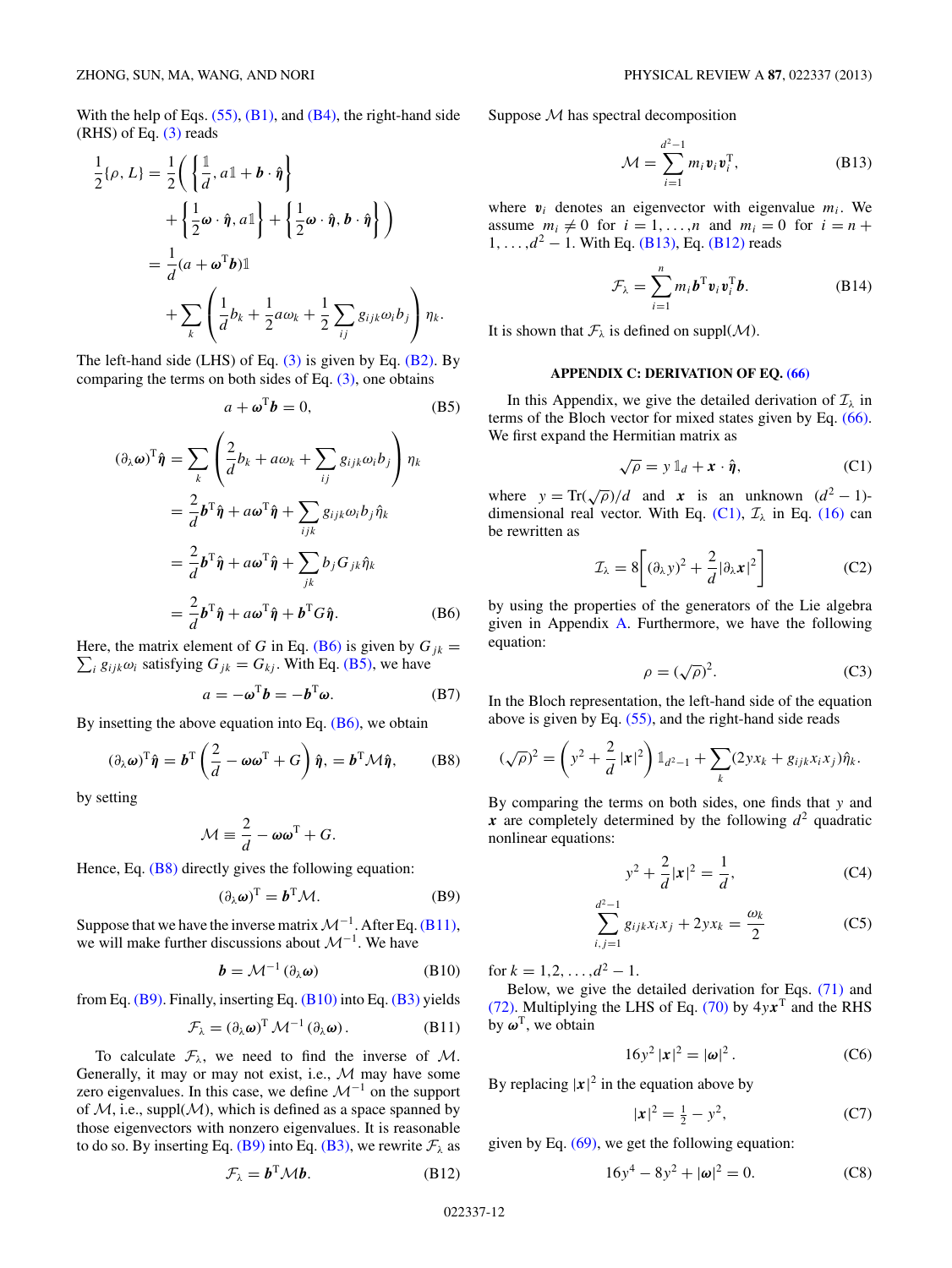With the help of Eqs. (55), (B1), and (B4), the right-hand side (RHS) of Eq. (3) reads

$$
\begin{aligned}
\frac{1}{2}\{\rho, L\} &= \frac{1}{2}\Bigg( \left\{\frac{\mathbb{1}}{d}, a\mathbb{1} + \boldsymbol{b}\cdot\hat{\boldsymbol{\eta}}\right\} \\
&\quad + \left\{\frac{1}{2}\boldsymbol{\omega}\cdot\hat{\boldsymbol{\eta}}, a\mathbb{1}\right\} + \left\{\frac{1}{2}\boldsymbol{\omega}\cdot\hat{\boldsymbol{\eta}}, \boldsymbol{b}\cdot\hat{\boldsymbol{\eta}}\right\} \Bigg) \\
&= \frac{1}{d}(a + \boldsymbol{\omega}^{\mathrm{T}}\boldsymbol{b})\mathbb{1} \\
&\quad + \sum_k \left( \frac{1}{d}b_k + \frac{1}{2}a\omega_k + \frac{1}{2}\sum_{ij} g_{ijk}\omega_i b_j \right) \eta_k.
\end{aligned}
$$

The left-hand side (LHS) of Eq. (3) is given by Eq. (B2). By comparing the terms on both sides of Eq. (3), one obtains

$$
a + \boldsymbol{\omega}^{\mathrm{T}}\boldsymbol{b} = 0, \tag{B5}
$$

$$
\begin{aligned}
(\partial_\lambda \boldsymbol{\omega})^{\mathrm{T}}\hat{\boldsymbol{\eta}} &= \sum_k \left( \frac{2}{d}b_k + a\omega_k + \sum_{ij} g_{ijk}\omega_i b_j \right) \eta_k \\
&= \frac{2}{d}\boldsymbol{b}^{\mathrm{T}}\hat{\boldsymbol{\eta}} + a\boldsymbol{\omega}^{\mathrm{T}}\hat{\boldsymbol{\eta}} + \sum_{ijk} g_{ijk}\omega_i b_j \hat{\eta}_k \\
&= \frac{2}{d}\boldsymbol{b}^{\mathrm{T}}\hat{\boldsymbol{\eta}} + a\boldsymbol{\omega}^{\mathrm{T}}\hat{\boldsymbol{\eta}} + \sum_{jk} b_j G_{jk}\hat{\eta}_k \\
&= \frac{2}{d}\boldsymbol{b}^{\mathrm{T}}\hat{\boldsymbol{\eta}} + a\boldsymbol{\omega}^{\mathrm{T}}\hat{\boldsymbol{\eta}} + \boldsymbol{b}^{\mathrm{T}}G\hat{\boldsymbol{\eta}}.
\end{aligned} \tag{B6}
$$

Here, the matrix element of $G$ in Eq. (B6) is given by $G_{jk} = \sum_i g_{ijk}\omega_i$ satisfying $G_{jk} = G_{kj}$. With Eq. (B5), we have

$$
a = -\boldsymbol{\omega}^{\mathrm{T}}\boldsymbol{b} = -\boldsymbol{b}^{\mathrm{T}}\boldsymbol{\omega}. \tag{B7}
$$

By insetting the above equation into Eq. (B6), we obtain

$$
(\partial_\lambda \boldsymbol{\omega})^{\mathrm{T}}\hat{\boldsymbol{\eta}} = \boldsymbol{b}^{\mathrm{T}}\left( \frac{2}{d} - \boldsymbol{\omega}\boldsymbol{\omega}^{\mathrm{T}} + G \right)\hat{\boldsymbol{\eta}}, = \boldsymbol{b}^{\mathrm{T}}\mathcal{M}\hat{\boldsymbol{\eta}}, \tag{B8}
$$

by setting

$$
\mathcal{M} \equiv \frac{2}{d} - \boldsymbol{\omega}\boldsymbol{\omega}^{\mathrm{T}} + G.
$$

Hence, Eq. (B8) directly gives the following equation:

$$
(\partial_\lambda \boldsymbol{\omega})^{\mathrm{T}} = \boldsymbol{b}^{\mathrm{T}}\mathcal{M}. \tag{B9}
$$

Suppose that we have the inverse matrix $\mathcal{M}^{-1}$. After Eq. (B11), we will make further discussions about $\mathcal{M}^{-1}$. We have

$$
\boldsymbol{b} = \mathcal{M}^{-1}(\partial_\lambda \boldsymbol{\omega}) \tag{B10}
$$

from Eq. (B9). Finally, inserting Eq. (B10) into Eq. (B3) yields

$$
\mathcal{F}_\lambda = (\partial_\lambda \boldsymbol{\omega})^{\mathrm{T}}\mathcal{M}^{-1}(\partial_\lambda \boldsymbol{\omega}). \tag{B11}
$$

To calculate $\mathcal{F}_\lambda$, we need to find the inverse of $\mathcal{M}$. Generally, it may or may not exist, i.e., $\mathcal{M}$ may have some zero eigenvalues. In this case, we define $\mathcal{M}^{-1}$ on the support of $\mathcal{M}$, i.e., suppl($\mathcal{M}$), which is defined as a space spanned by those eigenvectors with nonzero eigenvalues. It is reasonable to do so. By inserting Eq. (B9) into Eq. (B3), we rewrite $\mathcal{F}_\lambda$ as

$$
\mathcal{F}_\lambda = \boldsymbol{b}^{\mathrm{T}}\mathcal{M}\boldsymbol{b}. \tag{B12}
$$

Suppose $\mathcal{M}$ has spectral decomposition

$$
\mathcal{M} = \sum_{i=1}^{d^2-1} m_i \boldsymbol{v}_i \boldsymbol{v}_i^{\mathrm{T}}, \tag{B13}
$$

where $\boldsymbol{v}_i$ denotes an eigenvector with eigenvalue $m_i$. We assume $m_i \neq 0$ for $i = 1, \ldots, n$ and $m_i = 0$ for $i = n + 1, \ldots, d^2 - 1$. With Eq. (B13), Eq. (B12) reads

$$
\mathcal{F}_\lambda = \sum_{i=1}^{n} m_i \boldsymbol{b}^{\mathrm{T}}\boldsymbol{v}_i \boldsymbol{v}_i^{\mathrm{T}}\boldsymbol{b}. \tag{B14}
$$

It is shown that $\mathcal{F}_\lambda$ is defined on suppl($\mathcal{M}$).

## APPENDIX C: DERIVATION OF EQ. (66)

In this Appendix, we give the detailed derivation of $\mathcal{I}_\lambda$ in terms of the Bloch vector for mixed states given by Eq. (66). We first expand the Hermitian matrix as

$$
\sqrt{\rho} = y\,\mathbb{1}_d + \boldsymbol{x}\cdot\hat{\boldsymbol{\eta}}, \tag{C1}
$$

where $y = \mathrm{Tr}(\sqrt{\rho})/d$ and $\boldsymbol{x}$ is an unknown $(d^2-1)$-dimensional real vector. With Eq. (C1), $\mathcal{I}_\lambda$ in Eq. (16) can be rewritten as

$$
\mathcal{I}_\lambda = 8\left[ (\partial_\lambda y)^2 + \frac{2}{d}|\partial_\lambda \boldsymbol{x}|^2 \right] \tag{C2}
$$

by using the properties of the generators of the Lie algebra given in Appendix A. Furthermore, we have the following equation:

$$
\rho = (\sqrt{\rho})^2. \tag{C3}
$$

In the Bloch representation, the left-hand side of the equation above is given by Eq. (55), and the right-hand side reads

$$
(\sqrt{\rho})^2 = \left( y^2 + \frac{2}{d}|\boldsymbol{x}|^2 \right)\mathbb{1}_{d^2-1} + \sum_k (2yx_k + g_{ijk}x_i x_j)\hat{\eta}_k.
$$

By comparing the terms on both sides, one finds that $y$ and $\boldsymbol{x}$ are completely determined by the following $d^2$ quadratic nonlinear equations:

$$
y^2 + \frac{2}{d}|\boldsymbol{x}|^2 = \frac{1}{d}, \tag{C4}
$$

$$
\sum_{i,j=1}^{d^2-1} g_{ijk}x_i x_j + 2yx_k = \frac{\omega_k}{2} \tag{C5}
$$

for $k = 1, 2, \ldots, d^2 - 1$.

Below, we give the detailed derivation for Eqs. (71) and (72). Multiplying the LHS of Eq. (70) by $4y\boldsymbol{x}^{\mathrm{T}}$ and the RHS by $\boldsymbol{\omega}^{\mathrm{T}}$, we obtain

$$
16y^2|\boldsymbol{x}|^2 = |\boldsymbol{\omega}|^2. \tag{C6}
$$

By replacing $|\boldsymbol{x}|^2$ in the equation above by

$$
|\boldsymbol{x}|^2 = \tfrac{1}{2} - y^2, \tag{C7}
$$

given by Eq. (69), we get the following equation:

$$
16y^4 - 8y^2 + |\boldsymbol{\omega}|^2 = 0. \tag{C8}
$$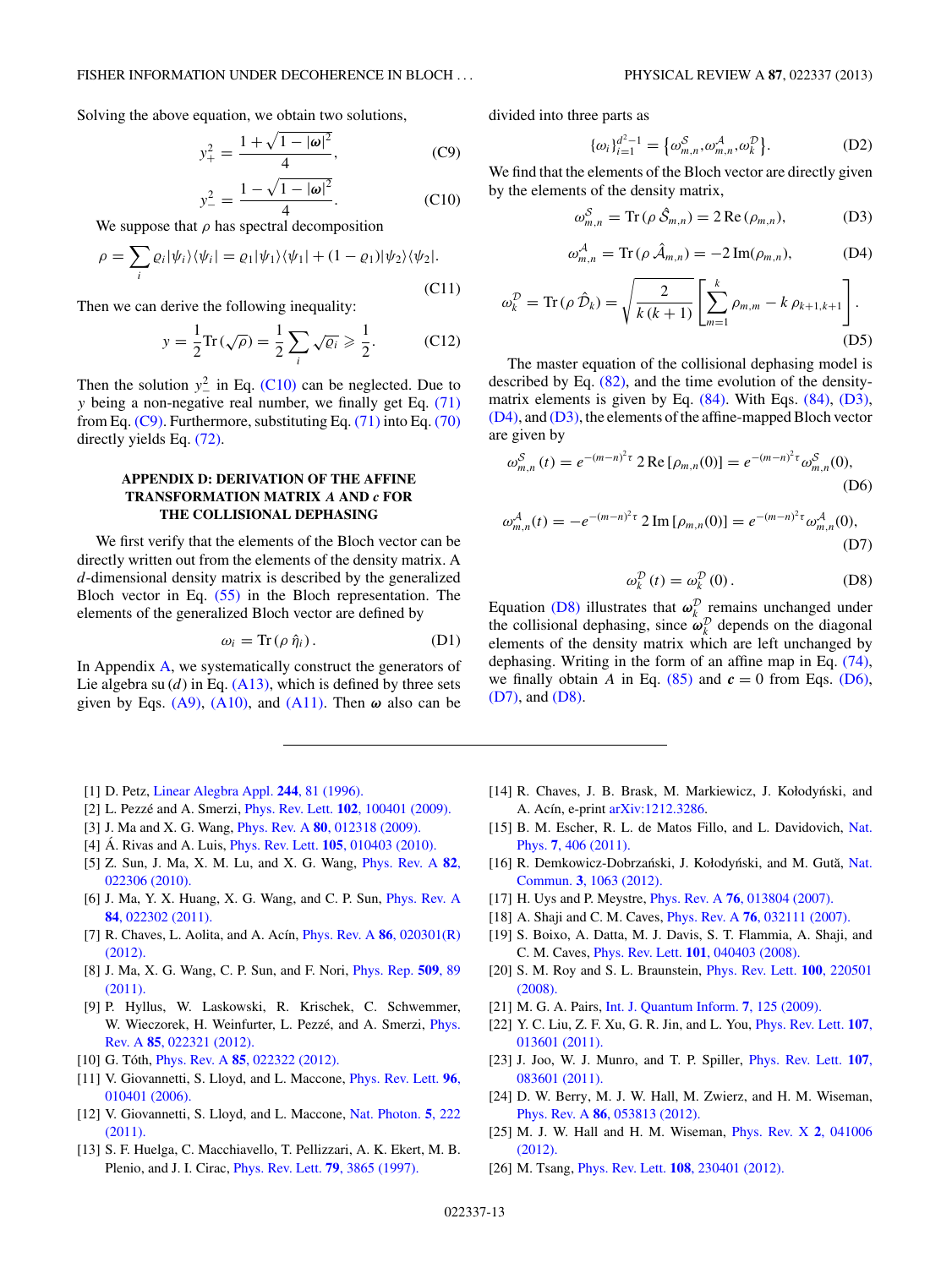Solving the above equation, we obtain two solutions,

$$y_+^2 = \frac{1+\sqrt{1-|\boldsymbol{\omega}|^2}}{4}, \tag{C9}$$

$$y_-^2 = \frac{1-\sqrt{1-|\boldsymbol{\omega}|^2}}{4}. \tag{C10}$$

We suppose that $\rho$ has spectral decomposition

$$\rho = \sum_i \varrho_i |\psi_i\rangle\langle\psi_i| = \varrho_1 |\psi_1\rangle\langle\psi_1| + (1-\varrho_1)|\psi_2\rangle\langle\psi_2|. \tag{C11}$$

Then we can derive the following inequality:

$$y = \frac{1}{2}\mathrm{Tr}(\sqrt{\rho}) = \frac{1}{2}\sum_i \sqrt{\varrho_i} \geqslant \frac{1}{2}. \tag{C12}$$

Then the solution $y_-^2$ in Eq. (C10) can be neglected. Due to $y$ being a non-negative real number, we finally get Eq. (71) from Eq. (C9). Furthermore, substituting Eq. (71) into Eq. (70) directly yields Eq. (72).

## APPENDIX D: DERIVATION OF THE AFFINE TRANSFORMATION MATRIX $A$ AND $c$ FOR THE COLLISIONAL DEPHASING

We first verify that the elements of the Bloch vector can be directly written out from the elements of the density matrix. A $d$-dimensional density matrix is described by the generalized Bloch vector in Eq. (55) in the Bloch representation. The elements of the generalized Bloch vector are defined by

$$\omega_i = \mathrm{Tr}(\rho\,\hat{\eta}_i). \tag{D1}$$

In Appendix A, we systematically construct the generators of Lie algebra su$(d)$ in Eq. (A13), which is defined by three sets given by Eqs. (A9), (A10), and (A11). Then $\boldsymbol{\omega}$ also can be divided into three parts as

$$\{\omega_i\}_{i=1}^{d^2-1} = \left\{\omega_{m,n}^{\mathcal{S}}, \omega_{m,n}^{\mathcal{A}}, \omega_k^{\mathcal{D}}\right\}. \tag{D2}$$

We find that the elements of the Bloch vector are directly given by the elements of the density matrix,

$$\omega_{m,n}^{\mathcal{S}} = \mathrm{Tr}(\rho\,\hat{\mathcal{S}}_{m,n}) = 2\,\mathrm{Re}\,(\rho_{m,n}), \tag{D3}$$

$$\omega_{m,n}^{\mathcal{A}} = \mathrm{Tr}(\rho\,\hat{\mathcal{A}}_{m,n}) = -2\,\mathrm{Im}(\rho_{m,n}), \tag{D4}$$

$$\omega_k^{\mathcal{D}} = \mathrm{Tr}(\rho\,\hat{\mathcal{D}}_k) = \sqrt{\frac{2}{k\,(k+1)}}\left[\sum_{m=1}^{k}\rho_{m,m} - k\,\rho_{k+1,k+1}\right]. \tag{D5}$$

The master equation of the collisional dephasing model is described by Eq. (82), and the time evolution of the density-matrix elements is given by Eq. (84). With Eqs. (84), (D3), (D4), and (D3), the elements of the affine-mapped Bloch vector are given by

$$\omega_{m,n}^{\mathcal{S}}(t) = e^{-(m-n)^2\tau}\,2\,\mathrm{Re}\,[\rho_{m,n}(0)] = e^{-(m-n)^2\tau}\omega_{m,n}^{\mathcal{S}}(0), \tag{D6}$$

$$\omega_{m,n}^{\mathcal{A}}(t) = -e^{-(m-n)^2\tau}\,2\,\mathrm{Im}\,[\rho_{m,n}(0)] = e^{-(m-n)^2\tau}\omega_{m,n}^{\mathcal{A}}(0), \tag{D7}$$

$$\omega_k^{\mathcal{D}}(t) = \omega_k^{\mathcal{D}}(0). \tag{D8}$$

Equation (D8) illustrates that $\boldsymbol{\omega}_k^{\mathcal{D}}$ remains unchanged under the collisional dephasing, since $\boldsymbol{\omega}_k^{\mathcal{D}}$ depends on the diagonal elements of the density matrix which are left unchanged by dephasing. Writing in the form of an affine map in Eq. (74), we finally obtain $A$ in Eq. (85) and $\boldsymbol{c} = 0$ from Eqs. (D6), (D7), and (D8).

---

[1] D. Petz, Linear Algebra Appl. **244**, 81 (1996).
[2] L. Pezzé and A. Smerzi, Phys. Rev. Lett. **102**, 100401 (2009).
[3] J. Ma and X. G. Wang, Phys. Rev. A **80**, 012318 (2009).
[4] Á. Rivas and A. Luis, Phys. Rev. Lett. **105**, 010403 (2010).
[5] Z. Sun, J. Ma, X. M. Lu, and X. G. Wang, Phys. Rev. A **82**, 022306 (2010).
[6] J. Ma, Y. X. Huang, X. G. Wang, and C. P. Sun, Phys. Rev. A **84**, 022302 (2011).
[7] R. Chaves, L. Aolita, and A. Acín, Phys. Rev. A **86**, 020301(R) (2012).
[8] J. Ma, X. G. Wang, C. P. Sun, and F. Nori, Phys. Rep. **509**, 89 (2011).
[9] P. Hyllus, W. Laskowski, R. Krischek, C. Schwemmer, W. Wieczorek, H. Weinfurter, L. Pezzé, and A. Smerzi, Phys. Rev. A **85**, 022321 (2012).
[10] G. Tóth, Phys. Rev. A **85**, 022322 (2012).
[11] V. Giovannetti, S. Lloyd, and L. Maccone, Phys. Rev. Lett. **96**, 010401 (2006).
[12] V. Giovannetti, S. Lloyd, and L. Maccone, Nat. Photon. **5**, 222 (2011).
[13] S. F. Huelga, C. Macchiavello, T. Pellizzari, A. K. Ekert, M. B. Plenio, and J. I. Cirac, Phys. Rev. Lett. **79**, 3865 (1997).
[14] R. Chaves, J. B. Brask, M. Markiewicz, J. Kołodyński, and A. Acín, e-print arXiv:1212.3286.
[15] B. M. Escher, R. L. de Matos Fillo, and L. Davidovich, Nat. Phys. **7**, 406 (2011).
[16] R. Demkowicz-Dobrzański, J. Kołodyński, and M. Guţă, Nat. Commun. **3**, 1063 (2012).
[17] H. Uys and P. Meystre, Phys. Rev. A **76**, 013804 (2007).
[18] A. Shaji and C. M. Caves, Phys. Rev. A **76**, 032111 (2007).
[19] S. Boixo, A. Datta, M. J. Davis, S. T. Flammia, A. Shaji, and C. M. Caves, Phys. Rev. Lett. **101**, 040403 (2008).
[20] S. M. Roy and S. L. Braunstein, Phys. Rev. Lett. **100**, 220501 (2008).
[21] M. G. A. Pairs, Int. J. Quantum Inform. **7**, 125 (2009).
[22] Y. C. Liu, Z. F. Xu, G. R. Jin, and L. You, Phys. Rev. Lett. **107**, 013601 (2011).
[23] J. Joo, W. J. Munro, and T. P. Spiller, Phys. Rev. Lett. **107**, 083601 (2011).
[24] D. W. Berry, M. J. W. Hall, M. Zwierz, and H. M. Wiseman, Phys. Rev. A **86**, 053813 (2012).
[25] M. J. W. Hall and H. M. Wiseman, Phys. Rev. X **2**, 041006 (2012).
[26] M. Tsang, Phys. Rev. Lett. **108**, 230401 (2012).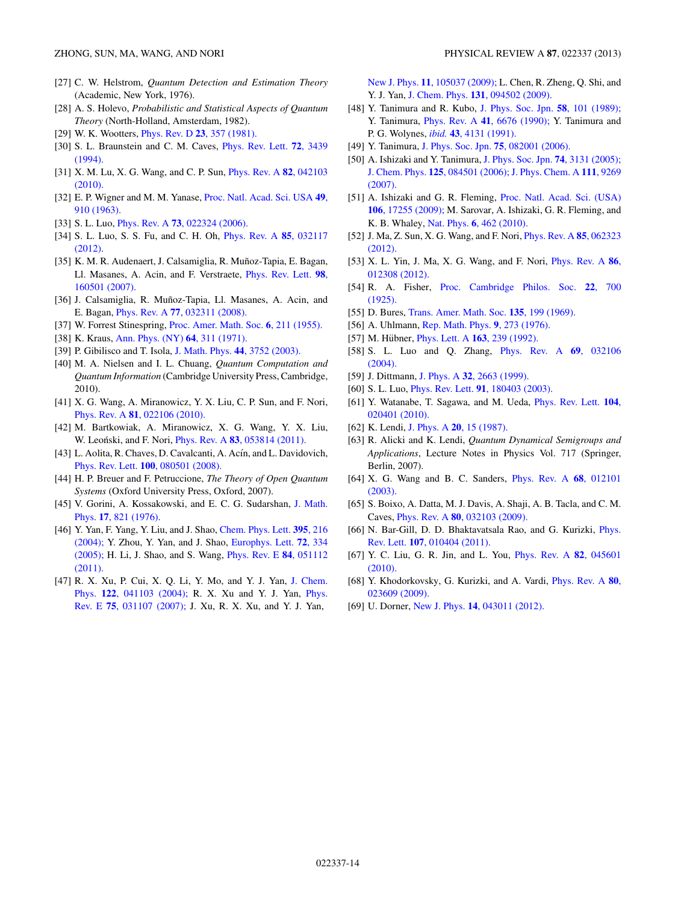[27] C. W. Helstrom, *Quantum Detection and Estimation Theory* (Academic, New York, 1976).

[28] A. S. Holevo, *Probabilistic and Statistical Aspects of Quantum Theory* (North-Holland, Amsterdam, 1982).

[29] W. K. Wootters, Phys. Rev. D **23**, 357 (1981).

[30] S. L. Braunstein and C. M. Caves, Phys. Rev. Lett. **72**, 3439 (1994).

[31] X. M. Lu, X. G. Wang, and C. P. Sun, Phys. Rev. A **82**, 042103 (2010).

[32] E. P. Wigner and M. M. Yanase, Proc. Natl. Acad. Sci. USA **49**, 910 (1963).

[33] S. L. Luo, Phys. Rev. A **73**, 022324 (2006).

[34] S. L. Luo, S. S. Fu, and C. H. Oh, Phys. Rev. A **85**, 032117 (2012).

[35] K. M. R. Audenaert, J. Calsamiglia, R. Muñoz-Tapia, E. Bagan, Ll. Masanes, A. Acin, and F. Verstraete, Phys. Rev. Lett. **98**, 160501 (2007).

[36] J. Calsamiglia, R. Muñoz-Tapia, Ll. Masanes, A. Acin, and E. Bagan, Phys. Rev. A **77**, 032311 (2008).

[37] W. Forrest Stinespring, Proc. Amer. Math. Soc. **6**, 211 (1955).

[38] K. Kraus, Ann. Phys. (NY) **64**, 311 (1971).

[39] P. Gibilisco and T. Isola, J. Math. Phys. **44**, 3752 (2003).

[40] M. A. Nielsen and I. L. Chuang, *Quantum Computation and Quantum Information* (Cambridge University Press, Cambridge, 2010).

[41] X. G. Wang, A. Miranowicz, Y. X. Liu, C. P. Sun, and F. Nori, Phys. Rev. A **81**, 022106 (2010).

[42] M. Bartkowiak, A. Miranowicz, X. G. Wang, Y. X. Liu, W. Leoński, and F. Nori, Phys. Rev. A **83**, 053814 (2011).

[43] L. Aolita, R. Chaves, D. Cavalcanti, A. Acín, and L. Davidovich, Phys. Rev. Lett. **100**, 080501 (2008).

[44] H. P. Breuer and F. Petruccione, *The Theory of Open Quantum Systems* (Oxford University Press, Oxford, 2007).

[45] V. Gorini, A. Kossakowski, and E. C. G. Sudarshan, J. Math. Phys. **17**, 821 (1976).

[46] Y. Yan, F. Yang, Y. Liu, and J. Shao, Chem. Phys. Lett. **395**, 216 (2004); Y. Zhou, Y. Yan, and J. Shao, Europhys. Lett. **72**, 334 (2005); H. Li, J. Shao, and S. Wang, Phys. Rev. E **84**, 051112 (2011).

[47] R. X. Xu, P. Cui, X. Q. Li, Y. Mo, and Y. J. Yan, J. Chem. Phys. **122**, 041103 (2004); R. X. Xu and Y. J. Yan, Phys. Rev. E **75**, 031107 (2007); J. Xu, R. X. Xu, and Y. J. Yan, New J. Phys. **11**, 105037 (2009); L. Chen, R. Zheng, Q. Shi, and Y. J. Yan, J. Chem. Phys. **131**, 094502 (2009).

[48] Y. Tanimura and R. Kubo, J. Phys. Soc. Jpn. **58**, 101 (1989); Y. Tanimura, Phys. Rev. A **41**, 6676 (1990); Y. Tanimura and P. G. Wolynes, *ibid.* **43**, 4131 (1991).

[49] Y. Tanimura, J. Phys. Soc. Jpn. **75**, 082001 (2006).

[50] A. Ishizaki and Y. Tanimura, J. Phys. Soc. Jpn. **74**, 3131 (2005); J. Chem. Phys. **125**, 084501 (2006); J. Phys. Chem. A **111**, 9269 (2007).

[51] A. Ishizaki and G. R. Fleming, Proc. Natl. Acad. Sci. (USA) **106**, 17255 (2009); M. Sarovar, A. Ishizaki, G. R. Fleming, and K. B. Whaley, Nat. Phys. **6**, 462 (2010).

[52] J. Ma, Z. Sun, X. G. Wang, and F. Nori, Phys. Rev. A **85**, 062323 (2012).

[53] X. L. Yin, J. Ma, X. G. Wang, and F. Nori, Phys. Rev. A **86**, 012308 (2012).

[54] R. A. Fisher, Proc. Cambridge Philos. Soc. **22**, 700 (1925).

[55] D. Bures, Trans. Amer. Math. Soc. **135**, 199 (1969).

[56] A. Uhlmann, Rep. Math. Phys. **9**, 273 (1976).

[57] M. Hübner, Phys. Lett. A **163**, 239 (1992).

[58] S. L. Luo and Q. Zhang, Phys. Rev. A **69**, 032106 (2004).

[59] J. Dittmann, J. Phys. A **32**, 2663 (1999).

[60] S. L. Luo, Phys. Rev. Lett. **91**, 180403 (2003).

[61] Y. Watanabe, T. Sagawa, and M. Ueda, Phys. Rev. Lett. **104**, 020401 (2010).

[62] K. Lendi, J. Phys. A **20**, 15 (1987).

[63] R. Alicki and K. Lendi, *Quantum Dynamical Semigroups and Applications*, Lecture Notes in Physics Vol. 717 (Springer, Berlin, 2007).

[64] X. G. Wang and B. C. Sanders, Phys. Rev. A **68**, 012101 (2003).

[65] S. Boixo, A. Datta, M. J. Davis, A. Shaji, A. B. Tacla, and C. M. Caves, Phys. Rev. A **80**, 032103 (2009).

[66] N. Bar-Gill, D. D. Bhaktavatsala Rao, and G. Kurizki, Phys. Rev. Lett. **107**, 010404 (2011).

[67] Y. C. Liu, G. R. Jin, and L. You, Phys. Rev. A **82**, 045601 (2010).

[68] Y. Khodorkovsky, G. Kurizki, and A. Vardi, Phys. Rev. A **80**, 023609 (2009).

[69] U. Dorner, New J. Phys. **14**, 043011 (2012).